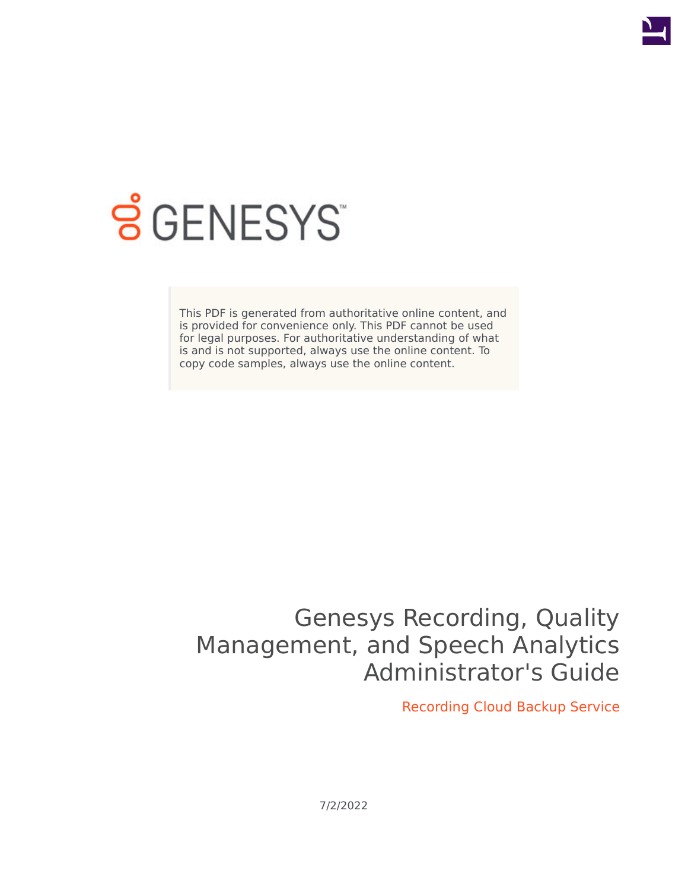GENESYS

This PDF is generated from authoritative online content, and is provided for convenience only. This PDF cannot be used for legal purposes. For authoritative understanding of what is and is not supported, always use the online content. To copy code samples, always use the online content.

# Genesys Recording, Quality Management, and Speech Analytics Administrator's Guide

## Recording Cloud Backup Service

7/2/2022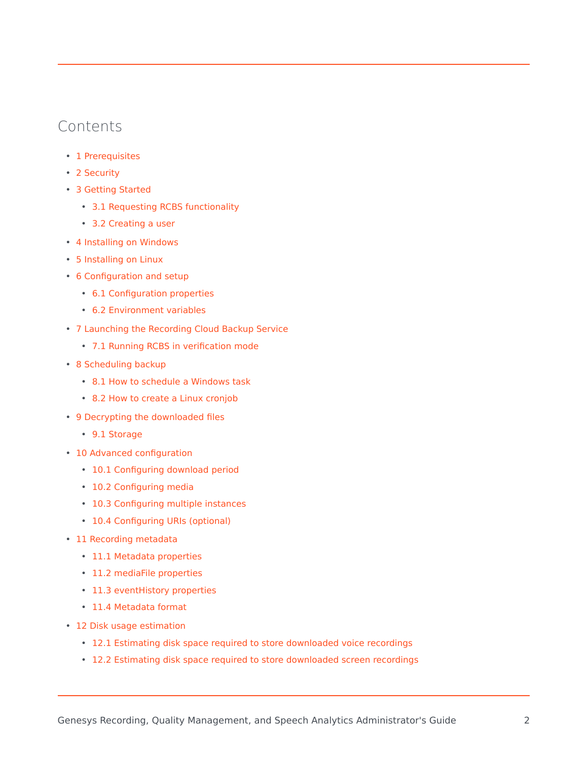# Contents

- 1 Prerequisites
- 2 Security
- 3 Getting Started
  - 3.1 Requesting RCBS functionality
  - 3.2 Creating a user
- 4 Installing on Windows
- 5 Installing on Linux
- 6 Configuration and setup
  - 6.1 Configuration properties
  - 6.2 Environment variables
- 7 Launching the Recording Cloud Backup Service
  - 7.1 Running RCBS in verification mode
- 8 Scheduling backup
  - 8.1 How to schedule a Windows task
  - 8.2 How to create a Linux cronjob
- 9 Decrypting the downloaded files
  - 9.1 Storage
- 10 Advanced configuration
  - 10.1 Configuring download period
  - 10.2 Configuring media
  - 10.3 Configuring multiple instances
  - 10.4 Configuring URIs (optional)
- 11 Recording metadata
  - 11.1 Metadata properties
  - 11.2 mediaFile properties
  - 11.3 eventHistory properties
  - 11.4 Metadata format
- 12 Disk usage estimation
  - 12.1 Estimating disk space required to store downloaded voice recordings
  - 12.2 Estimating disk space required to store downloaded screen recordings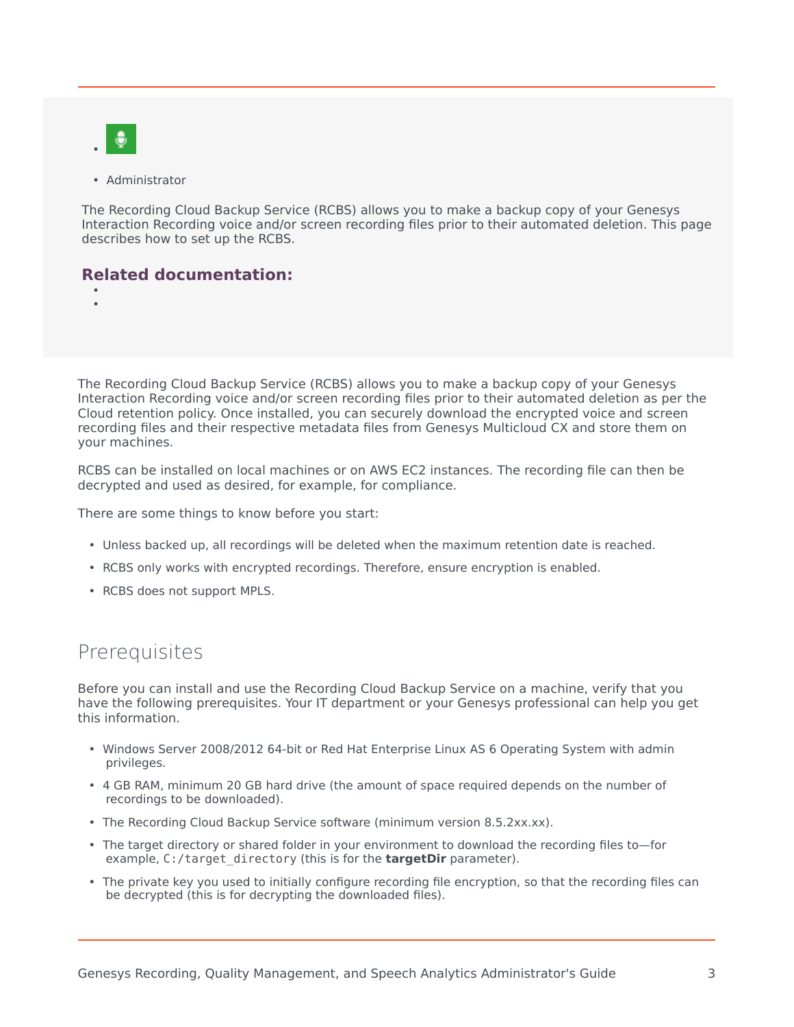- Administrator

The Recording Cloud Backup Service (RCBS) allows you to make a backup copy of your Genesys Interaction Recording voice and/or screen recording files prior to their automated deletion. This page describes how to set up the RCBS.

**Related documentation:**

The Recording Cloud Backup Service (RCBS) allows you to make a backup copy of your Genesys Interaction Recording voice and/or screen recording files prior to their automated deletion as per the Cloud retention policy. Once installed, you can securely download the encrypted voice and screen recording files and their respective metadata files from Genesys Multicloud CX and store them on your machines.

RCBS can be installed on local machines or on AWS EC2 instances. The recording file can then be decrypted and used as desired, for example, for compliance.

There are some things to know before you start:

- Unless backed up, all recordings will be deleted when the maximum retention date is reached.
- RCBS only works with encrypted recordings. Therefore, ensure encryption is enabled.
- RCBS does not support MPLS.

## Prerequisites

Before you can install and use the Recording Cloud Backup Service on a machine, verify that you have the following prerequisites. Your IT department or your Genesys professional can help you get this information.

- Windows Server 2008/2012 64-bit or Red Hat Enterprise Linux AS 6 Operating System with admin privileges.
- 4 GB RAM, minimum 20 GB hard drive (the amount of space required depends on the number of recordings to be downloaded).
- The Recording Cloud Backup Service software (minimum version 8.5.2xx.xx).
- The target directory or shared folder in your environment to download the recording files to—for example, `C:/target_directory` (this is for the **targetDir** parameter).
- The private key you used to initially configure recording file encryption, so that the recording files can be decrypted (this is for decrypting the downloaded files).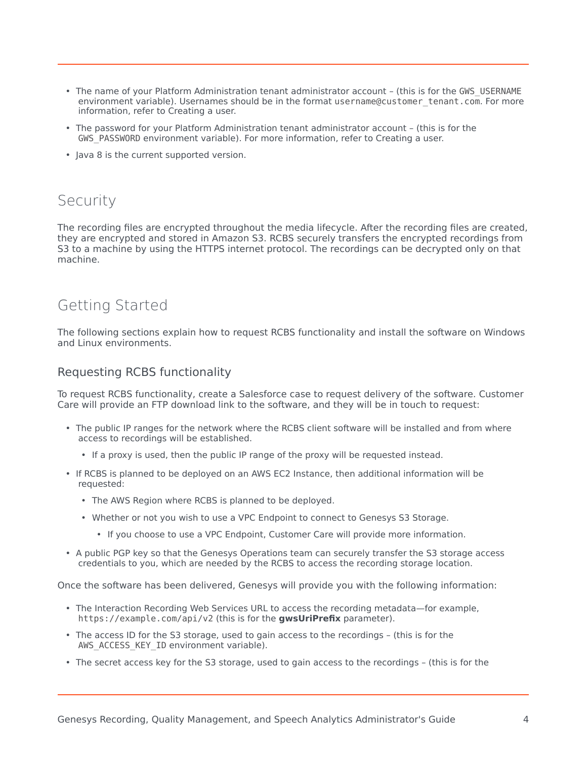- The name of your Platform Administration tenant administrator account – (this is for the `GWS_USERNAME` environment variable). Usernames should be in the format `username@customer_tenant.com`. For more information, refer to Creating a user.
- The password for your Platform Administration tenant administrator account – (this is for the `GWS_PASSWORD` environment variable). For more information, refer to Creating a user.
- Java 8 is the current supported version.

## Security

The recording files are encrypted throughout the media lifecycle. After the recording files are created, they are encrypted and stored in Amazon S3. RCBS securely transfers the encrypted recordings from S3 to a machine by using the HTTPS internet protocol. The recordings can be decrypted only on that machine.

## Getting Started

The following sections explain how to request RCBS functionality and install the software on Windows and Linux environments.

### Requesting RCBS functionality

To request RCBS functionality, create a Salesforce case to request delivery of the software. Customer Care will provide an FTP download link to the software, and they will be in touch to request:

- The public IP ranges for the network where the RCBS client software will be installed and from where access to recordings will be established.
    - If a proxy is used, then the public IP range of the proxy will be requested instead.
- If RCBS is planned to be deployed on an AWS EC2 Instance, then additional information will be requested:
    - The AWS Region where RCBS is planned to be deployed.
    - Whether or not you wish to use a VPC Endpoint to connect to Genesys S3 Storage.
        - If you choose to use a VPC Endpoint, Customer Care will provide more information.
- A public PGP key so that the Genesys Operations team can securely transfer the S3 storage access credentials to you, which are needed by the RCBS to access the recording storage location.

Once the software has been delivered, Genesys will provide you with the following information:

- The Interaction Recording Web Services URL to access the recording metadata—for example, `https://example.com/api/v2` (this is for the **gwsUriPrefix** parameter).
- The access ID for the S3 storage, used to gain access to the recordings – (this is for the `AWS_ACCESS_KEY_ID` environment variable).
- The secret access key for the S3 storage, used to gain access to the recordings – (this is for the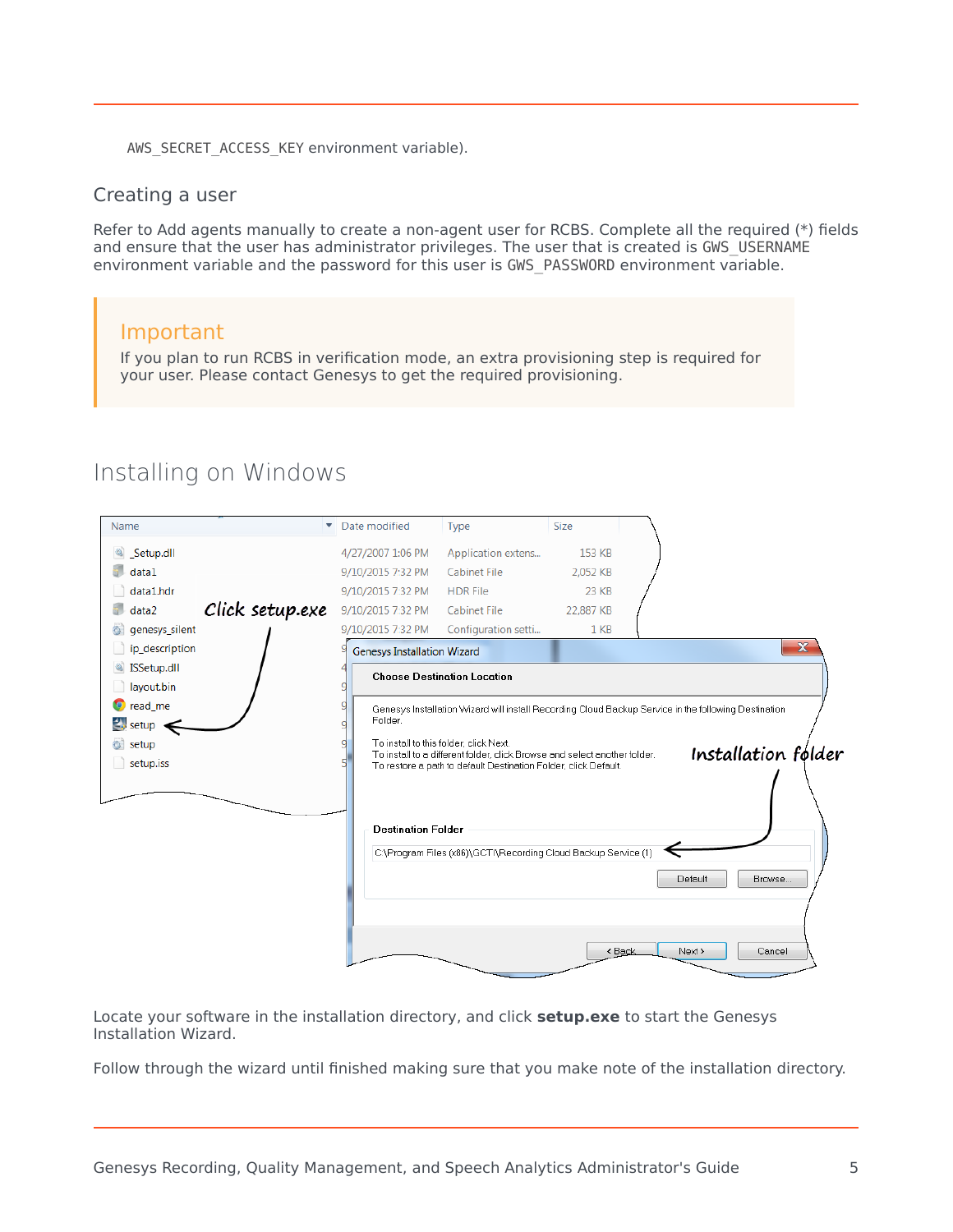AWS_SECRET_ACCESS_KEY environment variable).

### Creating a user

Refer to Add agents manually to create a non-agent user for RCBS. Complete all the required (*) fields and ensure that the user has administrator privileges. The user that is created is GWS_USERNAME environment variable and the password for this user is GWS_PASSWORD environment variable.

**Important**

If you plan to run RCBS in verification mode, an extra provisioning step is required for your user. Please contact Genesys to get the required provisioning.

## Installing on Windows

Locate your software in the installation directory, and click **setup.exe** to start the Genesys Installation Wizard.

Follow through the wizard until finished making sure that you make note of the installation directory.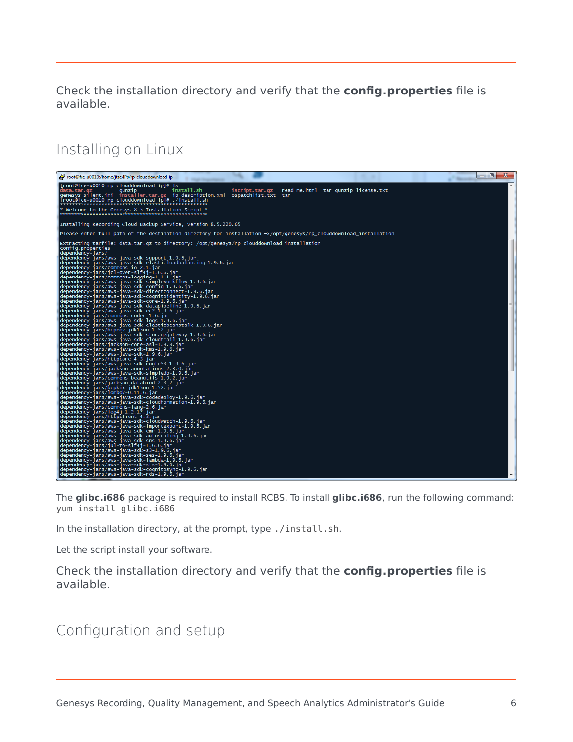Check the installation directory and verify that the **config.properties** file is available.

## Installing on Linux

The **glibc.i686** package is required to install RCBS. To install **glibc.i686**, run the following command: `yum install glibc.i686`

In the installation directory, at the prompt, type `./install.sh`.

Let the script install your software.

Check the installation directory and verify that the **config.properties** file is available.

## Configuration and setup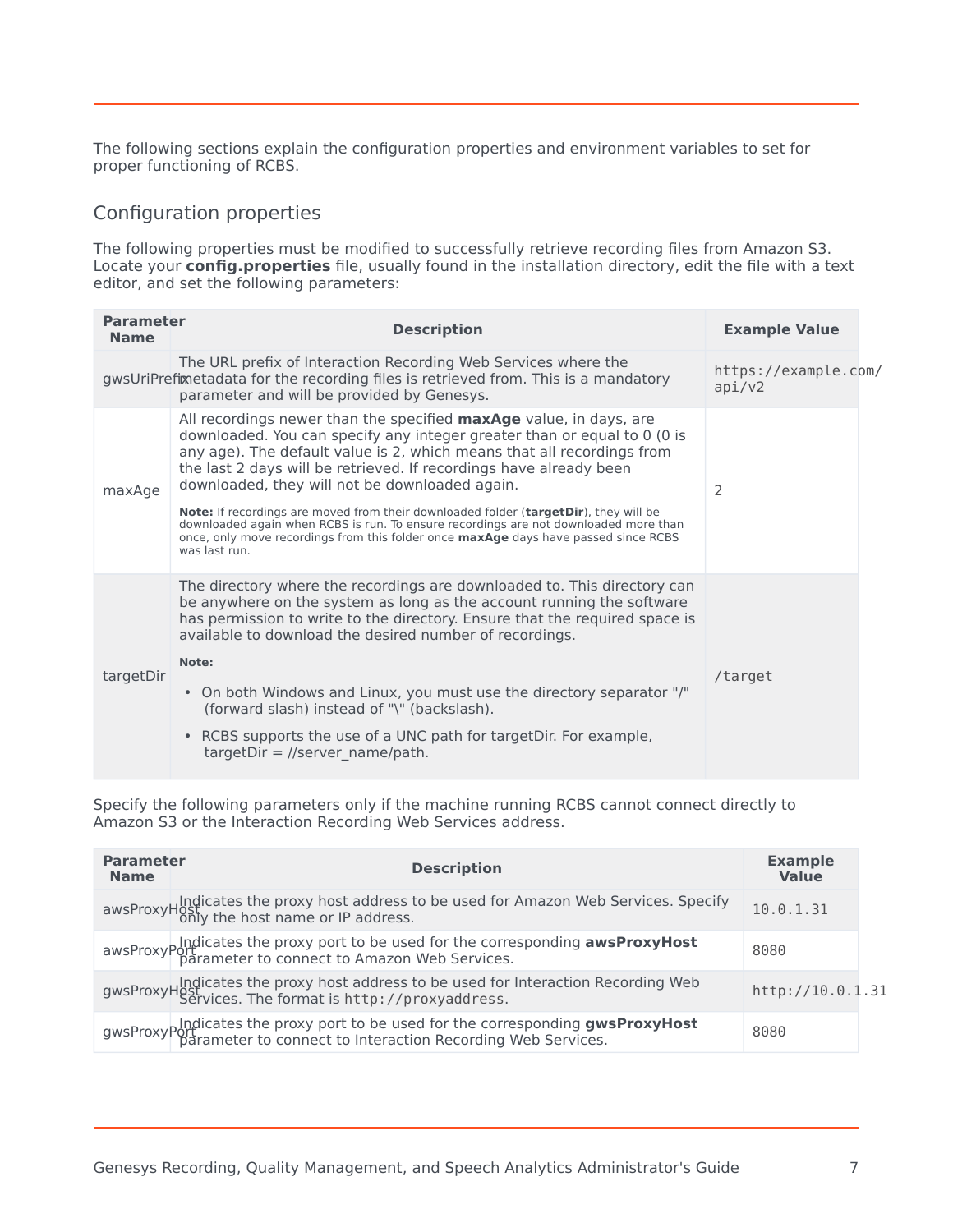The following sections explain the configuration properties and environment variables to set for proper functioning of RCBS.

## Configuration properties

The following properties must be modified to successfully retrieve recording files from Amazon S3. Locate your **config.properties** file, usually found in the installation directory, edit the file with a text editor, and set the following parameters:

| Parameter Name | Description | Example Value |
|---|---|---|
| gwsUriPrefix | The URL prefix of Interaction Recording Web Services where the metadata for the recording files is retrieved from. This is a mandatory parameter and will be provided by Genesys. | `https://example.com/api/v2` |
| maxAge | All recordings newer than the specified **maxAge** value, in days, are downloaded. You can specify any integer greater than or equal to 0 (0 is any age). The default value is 2, which means that all recordings from the last 2 days will be retrieved. If recordings have already been downloaded, they will not be downloaded again.<br><br>**Note:** If recordings are moved from their downloaded folder (**targetDir**), they will be downloaded again when RCBS is run. To ensure recordings are not downloaded more than once, only move recordings from this folder once **maxAge** days have passed since RCBS was last run. | 2 |
| targetDir | The directory where the recordings are downloaded to. This directory can be anywhere on the system as long as the account running the software has permission to write to the directory. Ensure that the required space is available to download the desired number of recordings.<br><br>**Note:**<br><br>• On both Windows and Linux, you must use the directory separator "/" (forward slash) instead of "\" (backslash).<br><br>• RCBS supports the use of a UNC path for targetDir. For example, targetDir = //server_name/path. | `/target` |

Specify the following parameters only if the machine running RCBS cannot connect directly to Amazon S3 or the Interaction Recording Web Services address.

| Parameter Name | Description | Example Value |
|---|---|---|
| awsProxyHost | Indicates the proxy host address to be used for Amazon Web Services. Specify only the host name or IP address. | `10.0.1.31` |
| awsProxyPort | Indicates the proxy port to be used for the corresponding **awsProxyHost** parameter to connect to Amazon Web Services. | `8080` |
| gwsProxyHost | Indicates the proxy host address to be used for Interaction Recording Web Services. The format is `http://proxyaddress`. | `http://10.0.1.31` |
| gwsProxyPort | Indicates the proxy port to be used for the corresponding **gwsProxyHost** parameter to connect to Interaction Recording Web Services. | `8080` |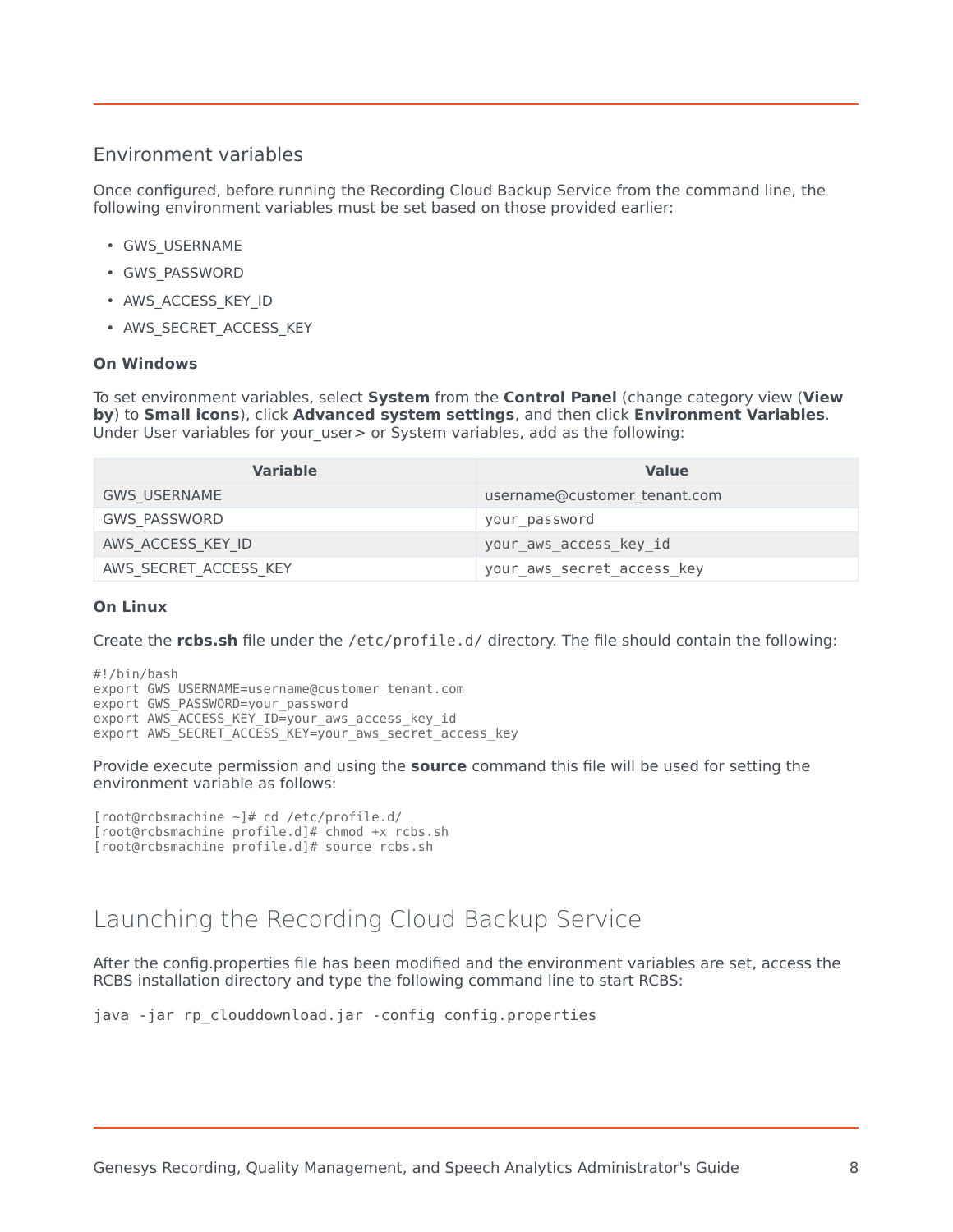## Environment variables

Once configured, before running the Recording Cloud Backup Service from the command line, the following environment variables must be set based on those provided earlier:

- GWS_USERNAME
- GWS_PASSWORD
- AWS_ACCESS_KEY_ID
- AWS_SECRET_ACCESS_KEY

**On Windows**

To set environment variables, select **System** from the **Control Panel** (change category view (**View by**) to **Small icons**), click **Advanced system settings**, and then click **Environment Variables**. Under User variables for your_user> or System variables, add as the following:

| Variable | Value |
|---|---|
| GWS_USERNAME | username@customer_tenant.com |
| GWS_PASSWORD | `your_password` |
| AWS_ACCESS_KEY_ID | `your_aws_access_key_id` |
| AWS_SECRET_ACCESS_KEY | `your_aws_secret_access_key` |

**On Linux**

Create the **rcbs.sh** file under the `/etc/profile.d/` directory. The file should contain the following:

```
#!/bin/bash
export GWS_USERNAME=username@customer_tenant.com
export GWS_PASSWORD=your_password
export AWS_ACCESS_KEY_ID=your_aws_access_key_id
export AWS_SECRET_ACCESS_KEY=your_aws_secret_access_key
```

Provide execute permission and using the **source** command this file will be used for setting the environment variable as follows:

```
[root@rcbsmachine ~]# cd /etc/profile.d/
[root@rcbsmachine profile.d]# chmod +x rcbs.sh
[root@rcbsmachine profile.d]# source rcbs.sh
```

# Launching the Recording Cloud Backup Service

After the config.properties file has been modified and the environment variables are set, access the RCBS installation directory and type the following command line to start RCBS:

```
java -jar rp_clouddownload.jar -config config.properties
```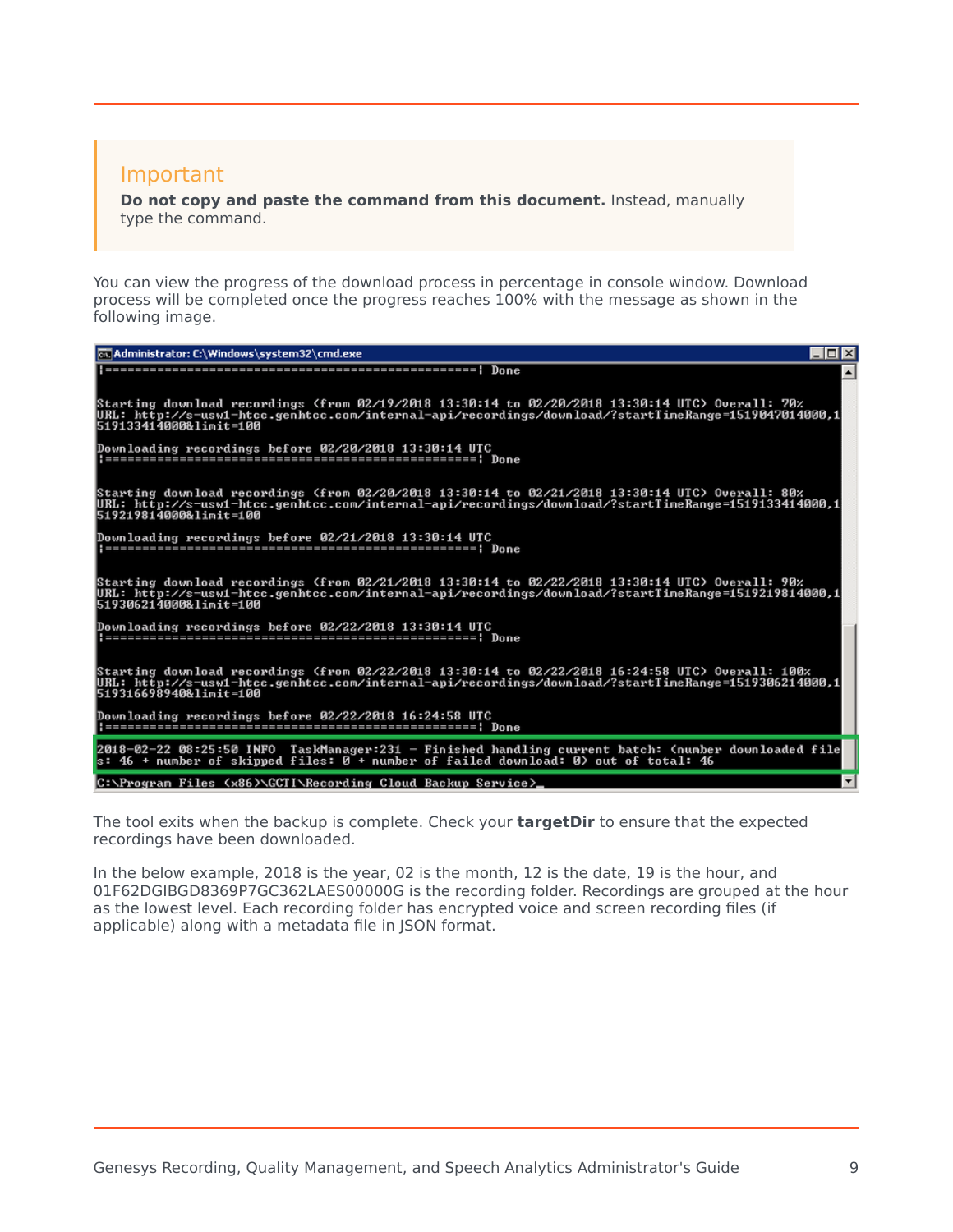Important

**Do not copy and paste the command from this document.** Instead, manually type the command.

You can view the progress of the download process in percentage in console window. Download process will be completed once the progress reaches 100% with the message as shown in the following image.

```
Administrator: C:\Windows\system32\cmd.exe
|==================================================| Done

Starting download recordings (from 02/19/2018 13:30:14 to 02/20/2018 13:30:14 UTC) Overall: 70%
URL: http://s-usw1-htcc.genhtcc.com/internal-api/recordings/download/?startTimeRange=1519047014000,1
519133414000&limit=100

Downloading recordings before 02/20/2018 13:30:14 UTC
|==================================================| Done

Starting download recordings (from 02/20/2018 13:30:14 to 02/21/2018 13:30:14 UTC) Overall: 80%
URL: http://s-usw1-htcc.genhtcc.com/internal-api/recordings/download/?startTimeRange=1519133414000,1
519219814000&limit=100

Downloading recordings before 02/21/2018 13:30:14 UTC
|==================================================| Done

Starting download recordings (from 02/21/2018 13:30:14 to 02/22/2018 13:30:14 UTC) Overall: 90%
URL: http://s-usw1-htcc.genhtcc.com/internal-api/recordings/download/?startTimeRange=1519219814000,1
519306214000&limit=100

Downloading recordings before 02/22/2018 13:30:14 UTC
|==================================================| Done

Starting download recordings (from 02/22/2018 13:30:14 to 02/22/2018 16:24:58 UTC) Overall: 100%
URL: http://s-usw1-htcc.genhtcc.com/internal-api/recordings/download/?startTimeRange=1519306214000,1
519316698940&limit=100

Downloading recordings before 02/22/2018 16:24:58 UTC
|==================================================| Done
2018-02-22 08:25:50 INFO  TaskManager:231 - Finished handling current batch: (number downloaded file
s: 46 + number of skipped files: 0 + number of failed download: 0) out of total: 46
C:\Program Files (x86)\GCTI\Recording Cloud Backup Service>_
```

The tool exits when the backup is complete. Check your **targetDir** to ensure that the expected recordings have been downloaded.

In the below example, 2018 is the year, 02 is the month, 12 is the date, 19 is the hour, and 01F62DGIBGD8369P7GC362LAES00000G is the recording folder. Recordings are grouped at the hour as the lowest level. Each recording folder has encrypted voice and screen recording files (if applicable) along with a metadata file in JSON format.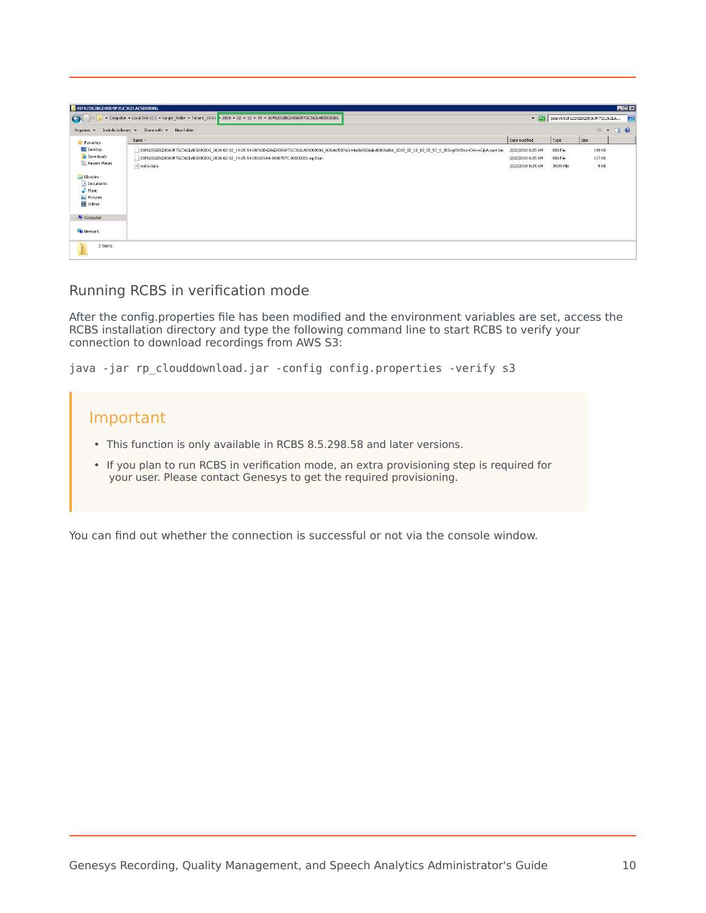## Running RCBS in verification mode

After the config.properties file has been modified and the environment variables are set, access the RCBS installation directory and type the following command line to start RCBS to verify your connection to download recordings from AWS S3:

```
java -jar rp_clouddownload.jar -config config.properties -verify s3
```

> **Important**
>
> - This function is only available in RCBS 8.5.298.58 and later versions.
> - If you plan to run RCBS in verification mode, an extra provisioning step is required for your user. Please contact Genesys to get the required provisioning.

You can find out whether the connection is successful or not via the console window.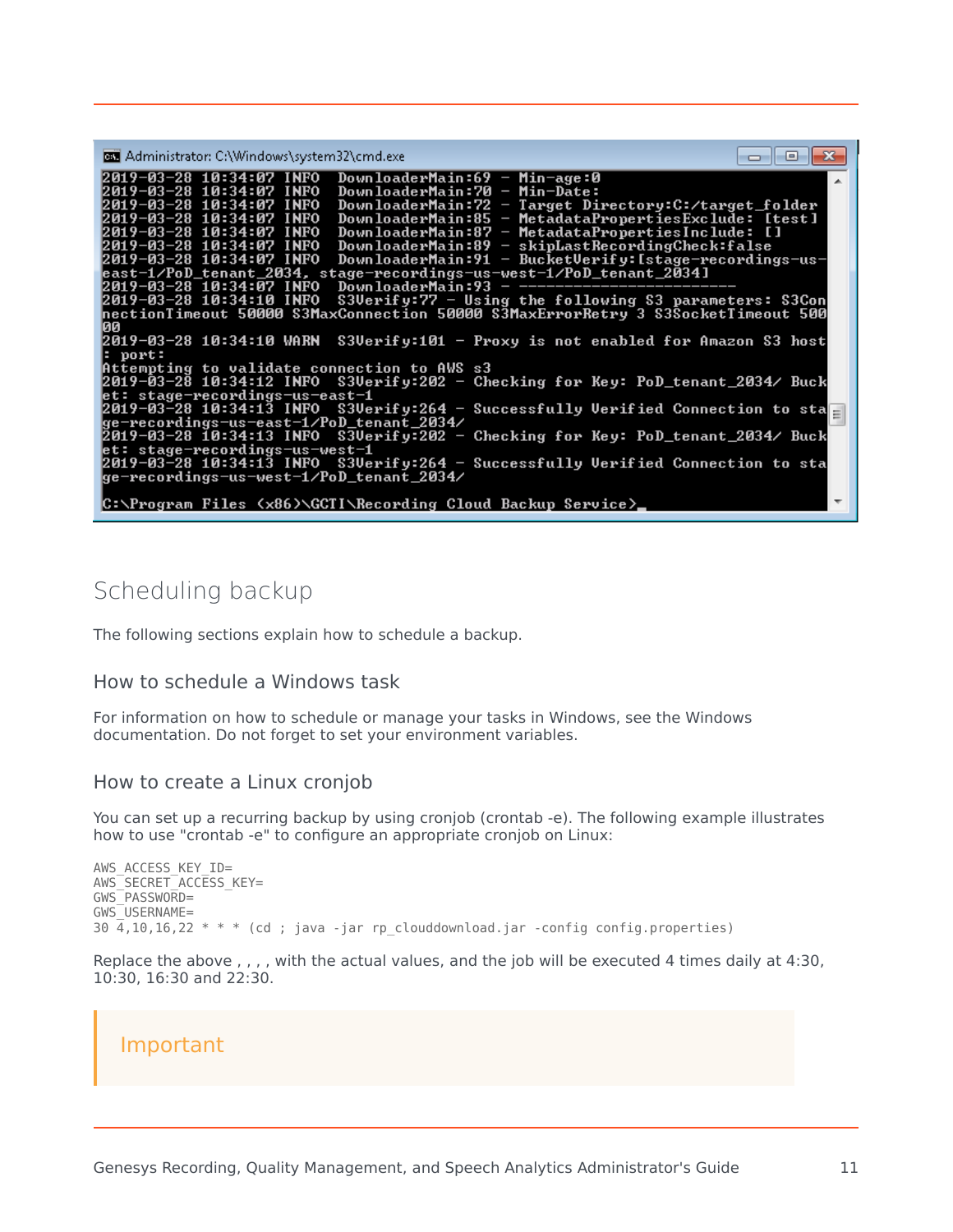```
2019-03-28 10:34:07 INFO  DownloaderMain:69 - Min-age:0
2019-03-28 10:34:07 INFO  DownloaderMain:70 - Min-Date:
2019-03-28 10:34:07 INFO  DownloaderMain:72 - Target Directory:C:/target_folder
2019-03-28 10:34:07 INFO  DownloaderMain:85 - MetadataPropertiesExclude: [test]
2019-03-28 10:34:07 INFO  DownloaderMain:87 - MetadataPropertiesInclude: []
2019-03-28 10:34:07 INFO  DownloaderMain:89 - skipLastRecordingCheck:false
2019-03-28 10:34:07 INFO  DownloaderMain:91 - BucketVerify:[stage-recordings-us-east-1/PoD_tenant_2034, stage-recordings-us-west-1/PoD_tenant_2034]
2019-03-28 10:34:07 INFO  DownloaderMain:93 - ------------------------
2019-03-28 10:34:10 INFO  S3Verify:77 - Using the following S3 parameters: S3ConnectionTimeout 50000 S3MaxConnection 50000 S3MaxErrorRetry 3 S3SocketTimeout 50000
2019-03-28 10:34:10 WARN  S3Verify:101 - Proxy is not enabled for Amazon S3 host: port:
Attempting to validate connection to AWS s3
2019-03-28 10:34:12 INFO  S3Verify:202 - Checking for Key: PoD_tenant_2034/ Bucket: stage-recordings-us-east-1
2019-03-28 10:34:13 INFO  S3Verify:264 - Successfully Verified Connection to stage-recordings-us-east-1/PoD_tenant_2034/
2019-03-28 10:34:13 INFO  S3Verify:202 - Checking for Key: PoD_tenant_2034/ Bucket: stage-recordings-us-west-1
2019-03-28 10:34:13 INFO  S3Verify:264 - Successfully Verified Connection to stage-recordings-us-west-1/PoD_tenant_2034/

C:\Program Files (x86)\GCTI\Recording Cloud Backup Service>_
```

## Scheduling backup

The following sections explain how to schedule a backup.

### How to schedule a Windows task

For information on how to schedule or manage your tasks in Windows, see the Windows documentation. Do not forget to set your environment variables.

### How to create a Linux cronjob

You can set up a recurring backup by using cronjob (crontab -e). The following example illustrates how to use "crontab -e" to configure an appropriate cronjob on Linux:

```
AWS_ACCESS_KEY_ID=
AWS_SECRET_ACCESS_KEY=
GWS_PASSWORD=
GWS_USERNAME=
30 4,10,16,22 * * * (cd ; java -jar rp_clouddownload.jar -config config.properties)
```

Replace the above , , , , with the actual values, and the job will be executed 4 times daily at 4:30, 10:30, 16:30 and 22:30.

> **Important**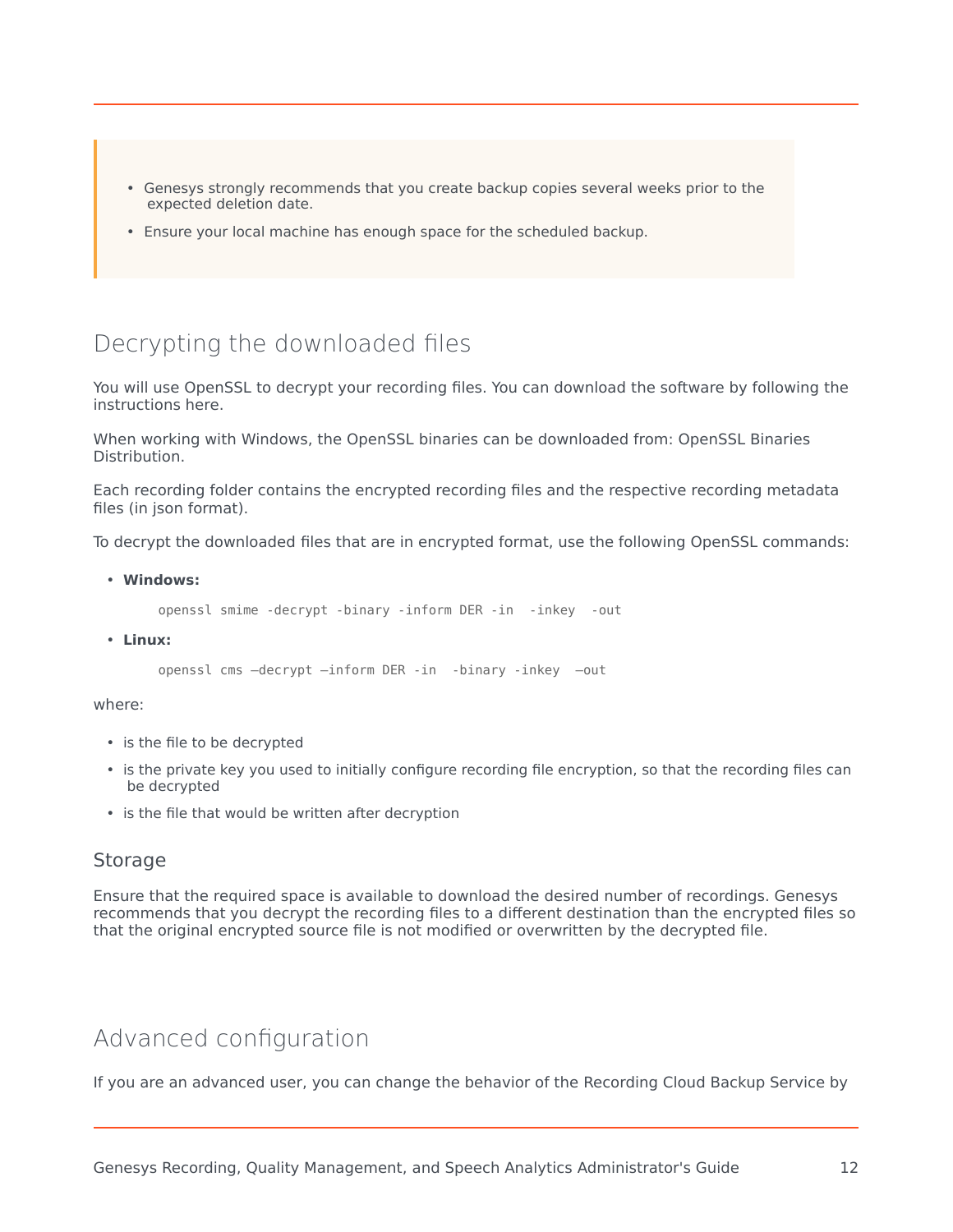- Genesys strongly recommends that you create backup copies several weeks prior to the expected deletion date.
- Ensure your local machine has enough space for the scheduled backup.

## Decrypting the downloaded files

You will use OpenSSL to decrypt your recording files. You can download the software by following the instructions here.

When working with Windows, the OpenSSL binaries can be downloaded from: OpenSSL Binaries Distribution.

Each recording folder contains the encrypted recording files and the respective recording metadata files (in json format).

To decrypt the downloaded files that are in encrypted format, use the following OpenSSL commands:

- **Windows:**

```
openssl smime -decrypt -binary -inform DER -in  -inkey  -out
```

- **Linux:**

```
openssl cms –decrypt –inform DER -in  -binary -inkey  –out
```

where:

- is the file to be decrypted
- is the private key you used to initially configure recording file encryption, so that the recording files can be decrypted
- is the file that would be written after decryption

### Storage

Ensure that the required space is available to download the desired number of recordings. Genesys recommends that you decrypt the recording files to a different destination than the encrypted files so that the original encrypted source file is not modified or overwritten by the decrypted file.

## Advanced configuration

If you are an advanced user, you can change the behavior of the Recording Cloud Backup Service by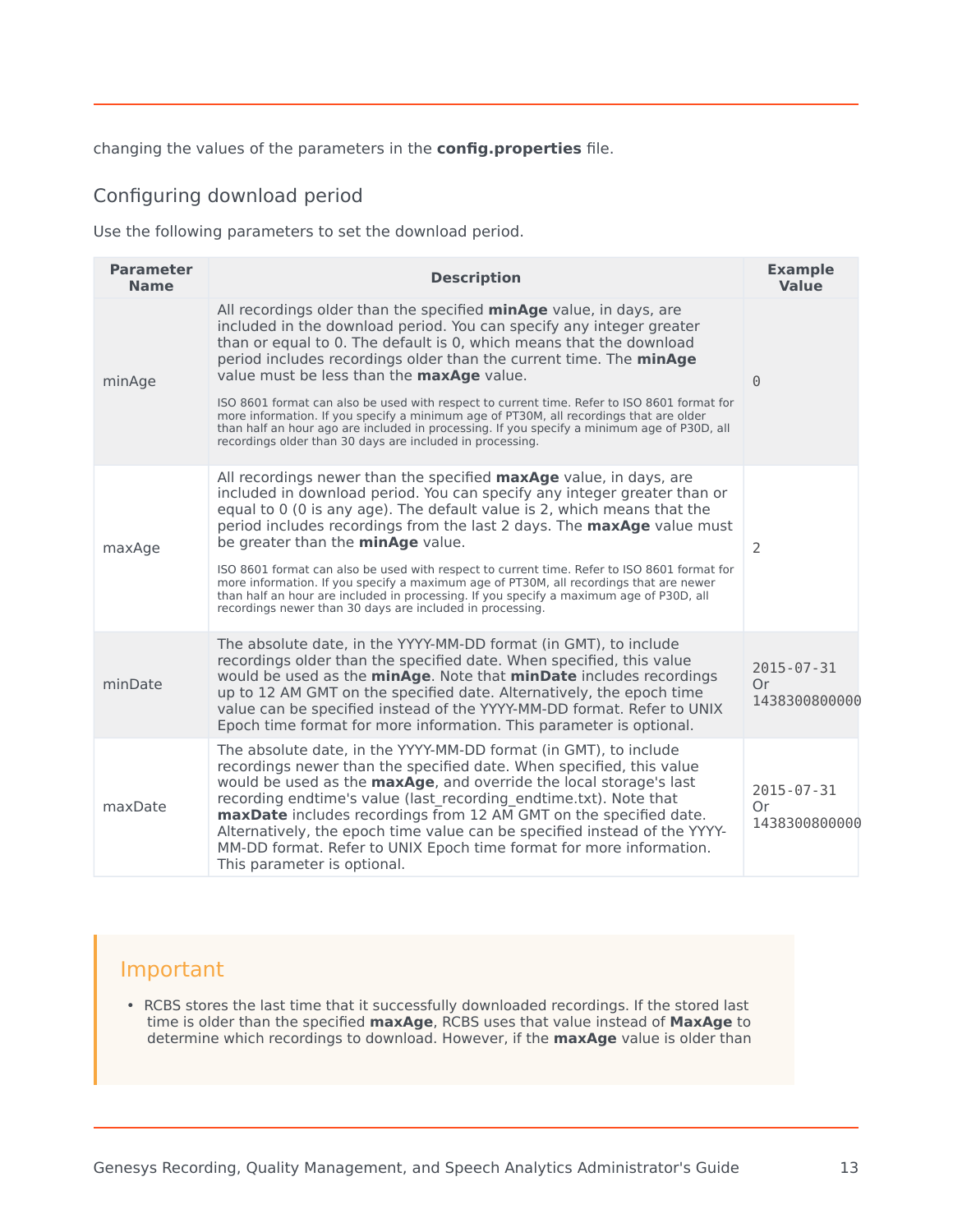changing the values of the parameters in the **config.properties** file.

## Configuring download period

Use the following parameters to set the download period.

| Parameter Name | Description | Example Value |
|---|---|---|
| minAge | All recordings older than the specified **minAge** value, in days, are included in the download period. You can specify any integer greater than or equal to 0. The default is 0, which means that the download period includes recordings older than the current time. The **minAge** value must be less than the **maxAge** value.<br><br>ISO 8601 format can also be used with respect to current time. Refer to ISO 8601 format for more information. If you specify a minimum age of PT30M, all recordings that are older than half an hour ago are included in processing. If you specify a minimum age of P30D, all recordings older than 30 days are included in processing. | 0 |
| maxAge | All recordings newer than the specified **maxAge** value, in days, are included in download period. You can specify any integer greater than or equal to 0 (0 is any age). The default value is 2, which means that the period includes recordings from the last 2 days. The **maxAge** value must be greater than the **minAge** value.<br><br>ISO 8601 format can also be used with respect to current time. Refer to ISO 8601 format for more information. If you specify a maximum age of PT30M, all recordings that are newer than half an hour are included in processing. If you specify a maximum age of P30D, all recordings newer than 30 days are included in processing. | 2 |
| minDate | The absolute date, in the YYYY-MM-DD format (in GMT), to include recordings older than the specified date. When specified, this value would be used as the **minAge**. Note that **minDate** includes recordings up to 12 AM GMT on the specified date. Alternatively, the epoch time value can be specified instead of the YYYY-MM-DD format. Refer to UNIX Epoch time format for more information. This parameter is optional. | 2015-07-31 Or 1438300800000 |
| maxDate | The absolute date, in the YYYY-MM-DD format (in GMT), to include recordings newer than the specified date. When specified, this value would be used as the **maxAge**, and override the local storage's last recording endtime's value (last_recording_endtime.txt). Note that **maxDate** includes recordings from 12 AM GMT on the specified date. Alternatively, the epoch time value can be specified instead of the YYYY-MM-DD format. Refer to UNIX Epoch time format for more information. This parameter is optional. | 2015-07-31 Or 1438300800000 |

### Important

- RCBS stores the last time that it successfully downloaded recordings. If the stored last time is older than the specified **maxAge**, RCBS uses that value instead of **MaxAge** to determine which recordings to download. However, if the **maxAge** value is older than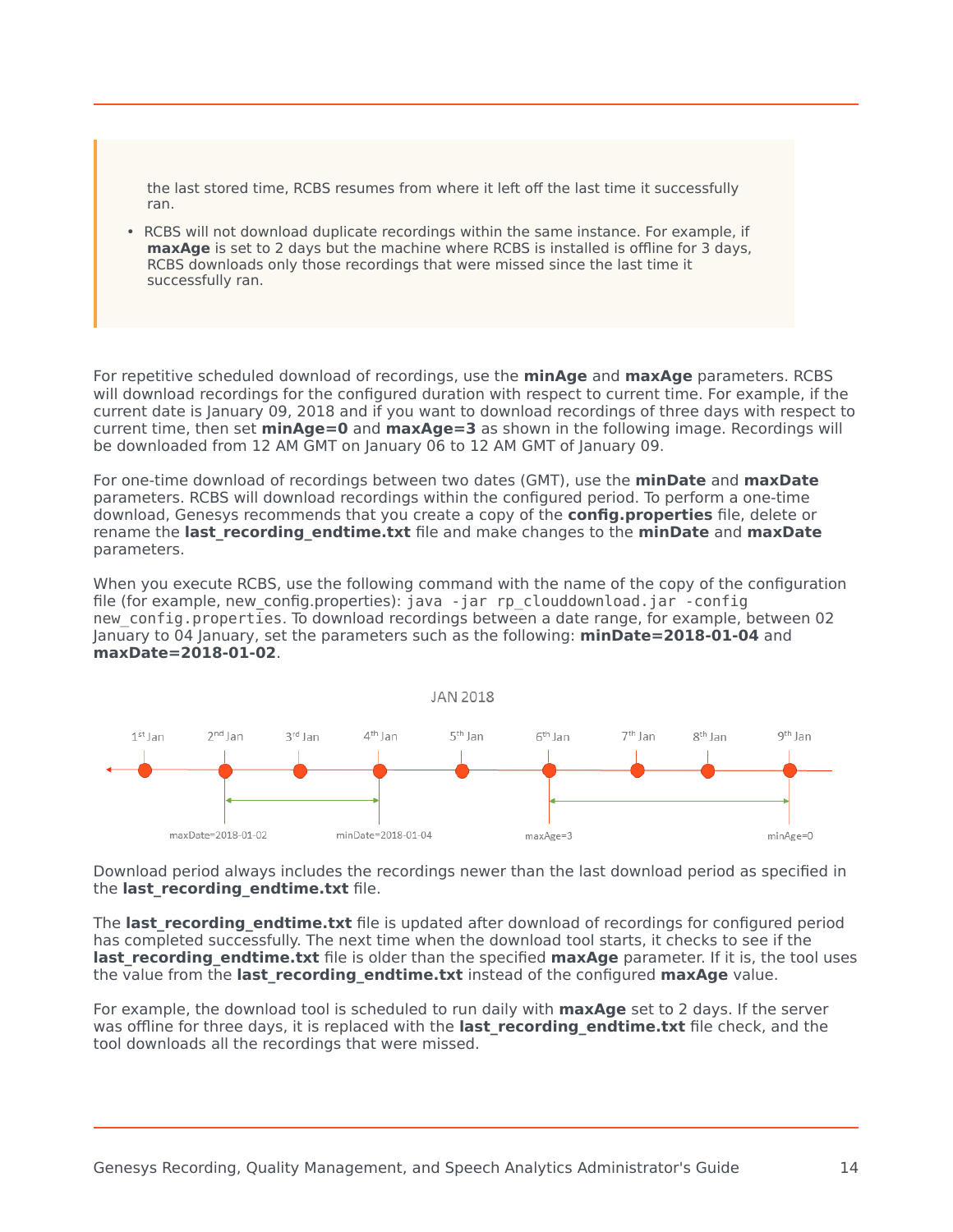> the last stored time, RCBS resumes from where it left off the last time it successfully ran.
>
> - RCBS will not download duplicate recordings within the same instance. For example, if **maxAge** is set to 2 days but the machine where RCBS is installed is offline for 3 days, RCBS downloads only those recordings that were missed since the last time it successfully ran.

For repetitive scheduled download of recordings, use the **minAge** and **maxAge** parameters. RCBS will download recordings for the configured duration with respect to current time. For example, if the current date is January 09, 2018 and if you want to download recordings of three days with respect to current time, then set **minAge=0** and **maxAge=3** as shown in the following image. Recordings will be downloaded from 12 AM GMT on January 06 to 12 AM GMT of January 09.

For one-time download of recordings between two dates (GMT), use the **minDate** and **maxDate** parameters. RCBS will download recordings within the configured period. To perform a one-time download, Genesys recommends that you create a copy of the **config.properties** file, delete or rename the **last_recording_endtime.txt** file and make changes to the **minDate** and **maxDate** parameters.

When you execute RCBS, use the following command with the name of the copy of the configuration file (for example, new_config.properties): `java -jar rp_clouddownload.jar -config new_config.properties`. To download recordings between a date range, for example, between 02 January to 04 January, set the parameters such as the following: **minDate=2018-01-04** and **maxDate=2018-01-02**.

JAN 2018

1st Jan, 2nd Jan, 3rd Jan, 4th Jan, 5th Jan, 6th Jan, 7th Jan, 8th Jan, 9th Jan

maxDate=2018-01-02 minDate=2018-01-04 maxAge=3 minAge=0

Download period always includes the recordings newer than the last download period as specified in the **last_recording_endtime.txt** file.

The **last_recording_endtime.txt** file is updated after download of recordings for configured period has completed successfully. The next time when the download tool starts, it checks to see if the **last_recording_endtime.txt** file is older than the specified **maxAge** parameter. If it is, the tool uses the value from the **last_recording_endtime.txt** instead of the configured **maxAge** value.

For example, the download tool is scheduled to run daily with **maxAge** set to 2 days. If the server was offline for three days, it is replaced with the **last_recording_endtime.txt** file check, and the tool downloads all the recordings that were missed.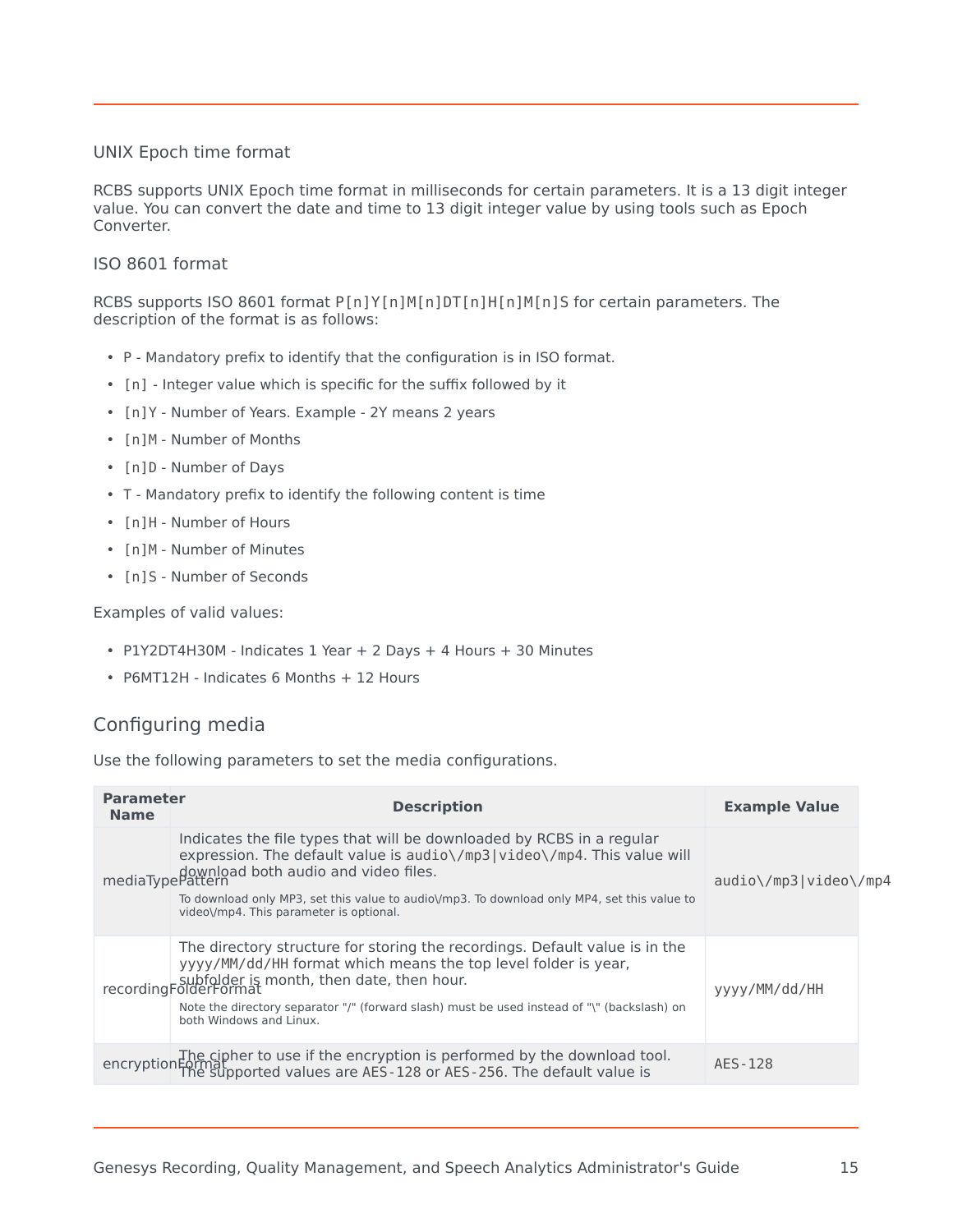### UNIX Epoch time format

RCBS supports UNIX Epoch time format in milliseconds for certain parameters. It is a 13 digit integer value. You can convert the date and time to 13 digit integer value by using tools such as Epoch Converter.

### ISO 8601 format

RCBS supports ISO 8601 format `P[n]Y[n]M[n]DT[n]H[n]M[n]S` for certain parameters. The description of the format is as follows:

- `P` - Mandatory prefix to identify that the configuration is in ISO format.
- `[n]` - Integer value which is specific for the suffix followed by it
- `[n]Y` - Number of Years. Example - 2Y means 2 years
- `[n]M` - Number of Months
- `[n]D` - Number of Days
- `T` - Mandatory prefix to identify the following content is time
- `[n]H` - Number of Hours
- `[n]M` - Number of Minutes
- `[n]S` - Number of Seconds

Examples of valid values:

- P1Y2DT4H30M - Indicates 1 Year + 2 Days + 4 Hours + 30 Minutes
- P6MT12H - Indicates 6 Months + 12 Hours

## Configuring media

Use the following parameters to set the media configurations.

| Parameter Name | Description | Example Value |
| --- | --- | --- |
| mediaTypePattern | Indicates the file types that will be downloaded by RCBS in a regular expression. The default value is `audio\/mp3|video\/mp4`. This value will download both audio and video files.<br><br>To download only MP3, set this value to audio\/mp3. To download only MP4, set this value to video\/mp4. This parameter is optional. | `audio\/mp3|video\/mp4` |
| recordingFolderFormat | The directory structure for storing the recordings. Default value is in the `yyyy/MM/dd/HH` format which means the top level folder is year, subfolder is month, then date, then hour.<br><br>Note the directory separator "/" (forward slash) must be used instead of "\" (backslash) on both Windows and Linux. | `yyyy/MM/dd/HH` |
| encryptionFormat | The cipher to use if the encryption is performed by the download tool. The supported values are `AES-128` or `AES-256`. The default value is | `AES-128` |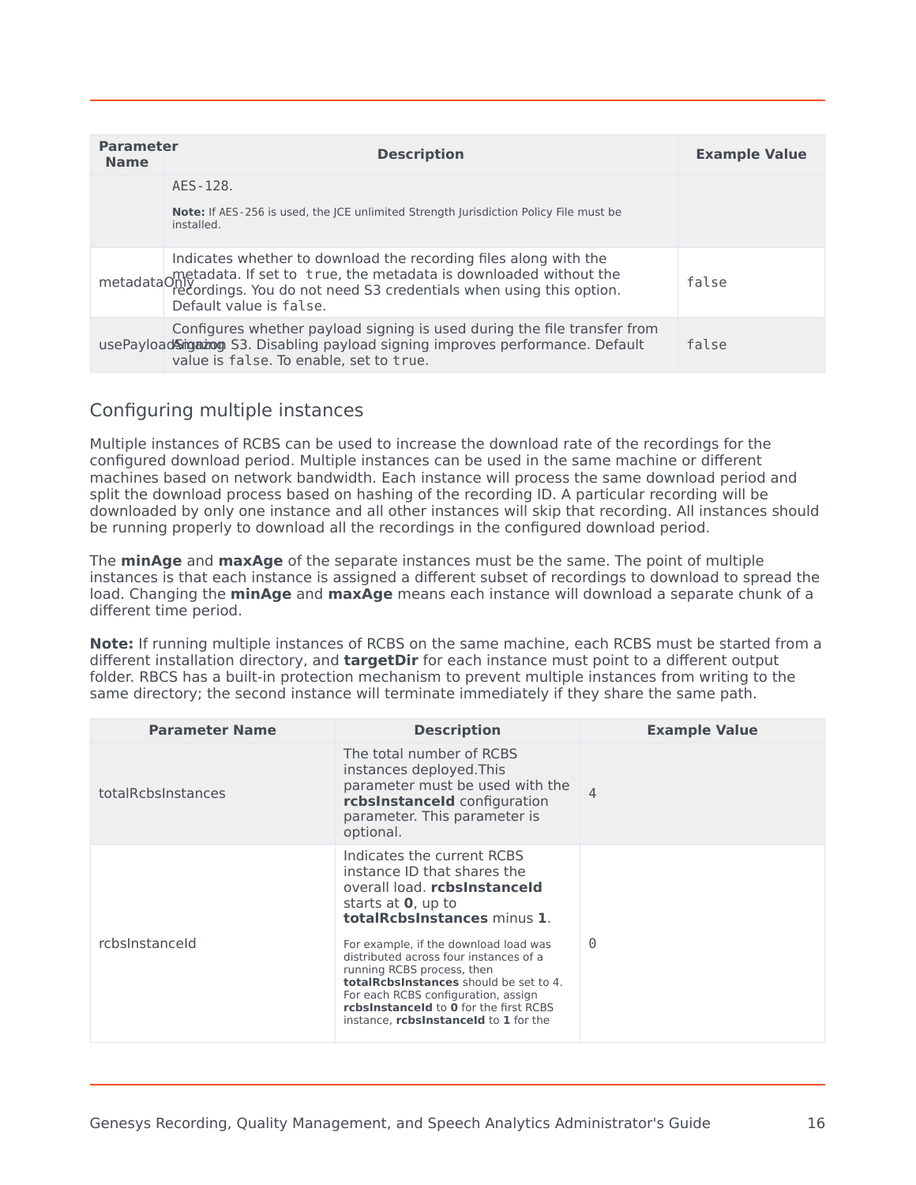| Parameter Name | Description | Example Value |
|---|---|---|
| | `AES-128`.<br><br>**Note:** If `AES-256` is used, the JCE unlimited Strength Jurisdiction Policy File must be installed. | |
| metadataOnly | Indicates whether to download the recording files along with the metadata. If set to `true`, the metadata is downloaded without the recordings. You do not need S3 credentials when using this option. Default value is `false`. | `false` |
| usePayloadSigning | Configures whether payload signing is used during the file transfer from Amazon S3. Disabling payload signing improves performance. Default value is `false`. To enable, set to `true`. | `false` |

## Configuring multiple instances

Multiple instances of RCBS can be used to increase the download rate of the recordings for the configured download period. Multiple instances can be used in the same machine or different machines based on network bandwidth. Each instance will process the same download period and split the download process based on hashing of the recording ID. A particular recording will be downloaded by only one instance and all other instances will skip that recording. All instances should be running properly to download all the recordings in the configured download period.

The **minAge** and **maxAge** of the separate instances must be the same. The point of multiple instances is that each instance is assigned a different subset of recordings to download to spread the load. Changing the **minAge** and **maxAge** means each instance will download a separate chunk of a different time period.

**Note:** If running multiple instances of RCBS on the same machine, each RCBS must be started from a different installation directory, and **targetDir** for each instance must point to a different output folder. RBCS has a built-in protection mechanism to prevent multiple instances from writing to the same directory; the second instance will terminate immediately if they share the same path.

| Parameter Name | Description | Example Value |
|---|---|---|
| totalRcbsInstances | The total number of RCBS instances deployed.This parameter must be used with the **rcbsInstanceId** configuration parameter. This parameter is optional. | 4 |
| rcbsInstanceId | Indicates the current RCBS instance ID that shares the overall load. **rcbsInstanceId** starts at **0**, up to **totalRcbsInstances** minus **1**.<br><br>For example, if the download load was distributed across four instances of a running RCBS process, then **totalRcbsInstances** should be set to 4. For each RCBS configuration, assign **rcbsInstanceId** to **0** for the first RCBS instance, **rcbsInstanceId** to **1** for the | 0 |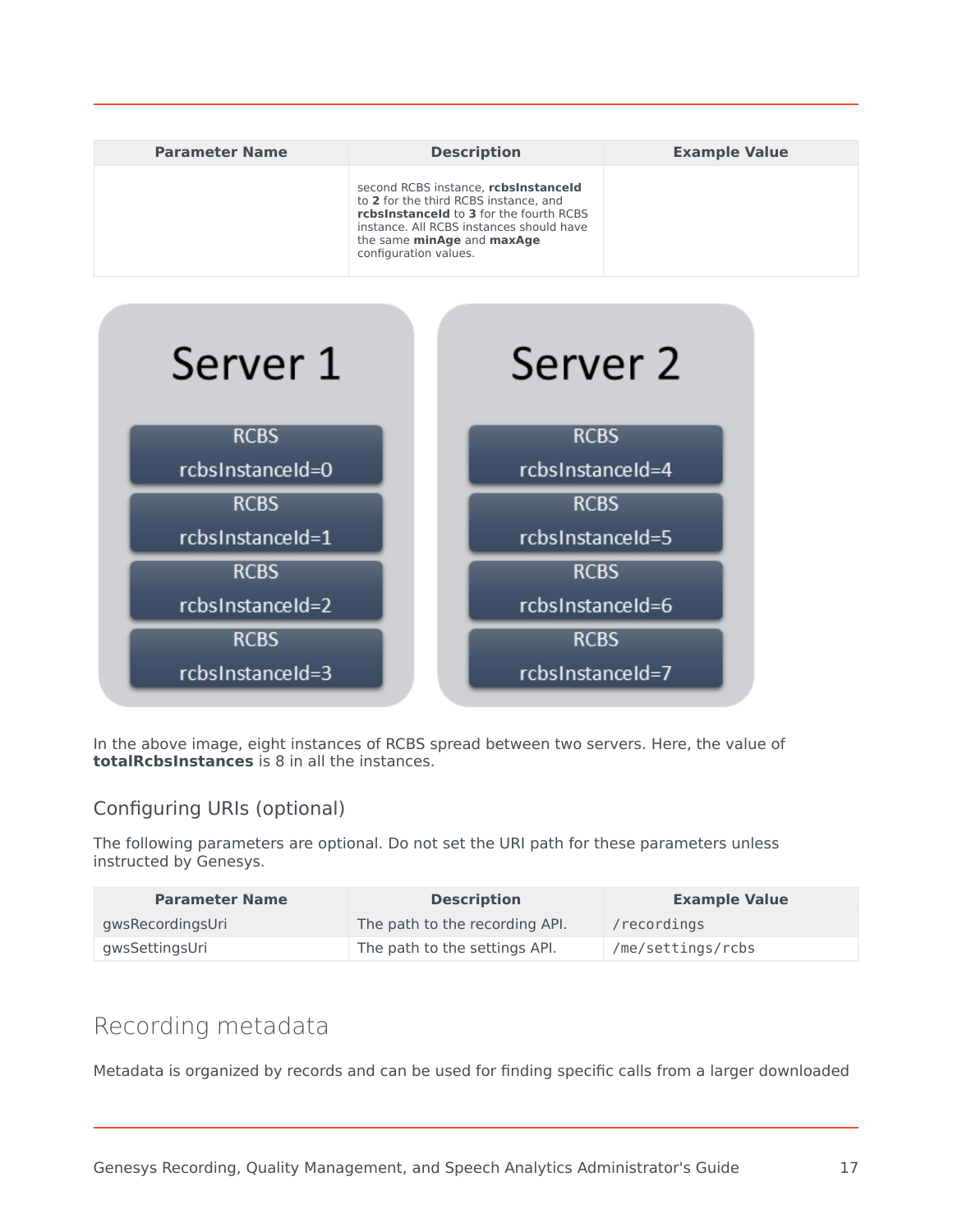| Parameter Name | Description | Example Value |
|---|---|---|
| | second RCBS instance, **rcbsInstanceId** to **2** for the third RCBS instance, and **rcbsInstanceId** to **3** for the fourth RCBS instance. All RCBS instances should have the same **minAge** and **maxAge** configuration values. | |

| Server 1 | Server 2 |
|---|---|
| RCBS rcbsInstanceId=0 | RCBS rcbsInstanceId=4 |
| RCBS rcbsInstanceId=1 | RCBS rcbsInstanceId=5 |
| RCBS rcbsInstanceId=2 | RCBS rcbsInstanceId=6 |
| RCBS rcbsInstanceId=3 | RCBS rcbsInstanceId=7 |

In the above image, eight instances of RCBS spread between two servers. Here, the value of **totalRcbsInstances** is 8 in all the instances.

### Configuring URIs (optional)

The following parameters are optional. Do not set the URI path for these parameters unless instructed by Genesys.

| Parameter Name | Description | Example Value |
|---|---|---|
| gwsRecordingsUri | The path to the recording API. | `/recordings` |
| gwsSettingsUri | The path to the settings API. | `/me/settings/rcbs` |

## Recording metadata

Metadata is organized by records and can be used for finding specific calls from a larger downloaded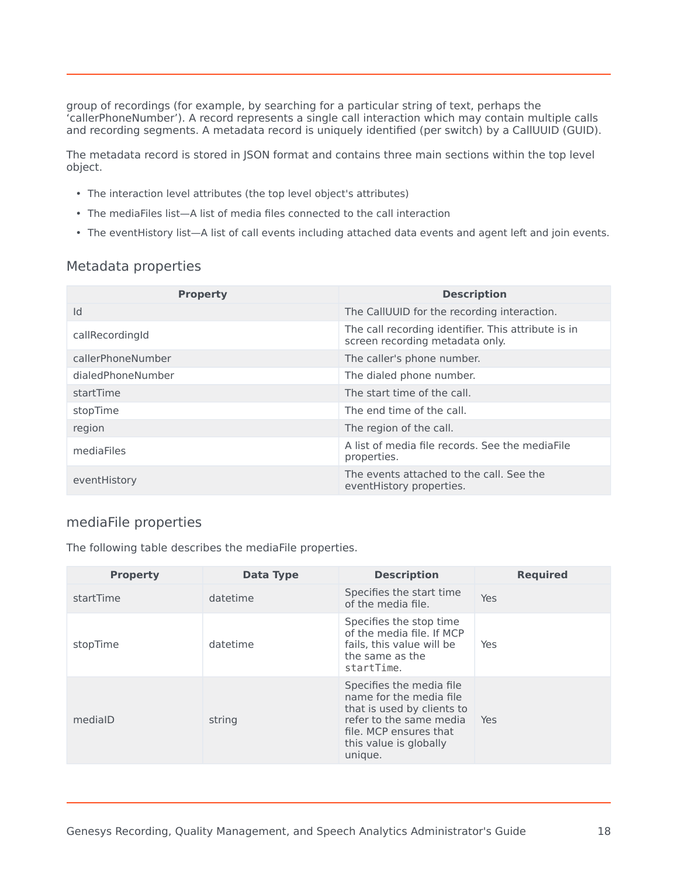group of recordings (for example, by searching for a particular string of text, perhaps the 'callerPhoneNumber'). A record represents a single call interaction which may contain multiple calls and recording segments. A metadata record is uniquely identified (per switch) by a CallUUID (GUID).

The metadata record is stored in JSON format and contains three main sections within the top level object.

- The interaction level attributes (the top level object's attributes)
- The mediaFiles list—A list of media files connected to the call interaction
- The eventHistory list—A list of call events including attached data events and agent left and join events.

## Metadata properties

| Property | Description |
| --- | --- |
| Id | The CallUUID for the recording interaction. |
| callRecordingId | The call recording identifier. This attribute is in screen recording metadata only. |
| callerPhoneNumber | The caller's phone number. |
| dialedPhoneNumber | The dialed phone number. |
| startTime | The start time of the call. |
| stopTime | The end time of the call. |
| region | The region of the call. |
| mediaFiles | A list of media file records. See the mediaFile properties. |
| eventHistory | The events attached to the call. See the eventHistory properties. |

## mediaFile properties

The following table describes the mediaFile properties.

| Property | Data Type | Description | Required |
| --- | --- | --- | --- |
| startTime | datetime | Specifies the start time of the media file. | Yes |
| stopTime | datetime | Specifies the stop time of the media file. If MCP fails, this value will be the same as the `startTime`. | Yes |
| mediaID | string | Specifies the media file name for the media file that is used by clients to refer to the same media file. MCP ensures that this value is globally unique. | Yes |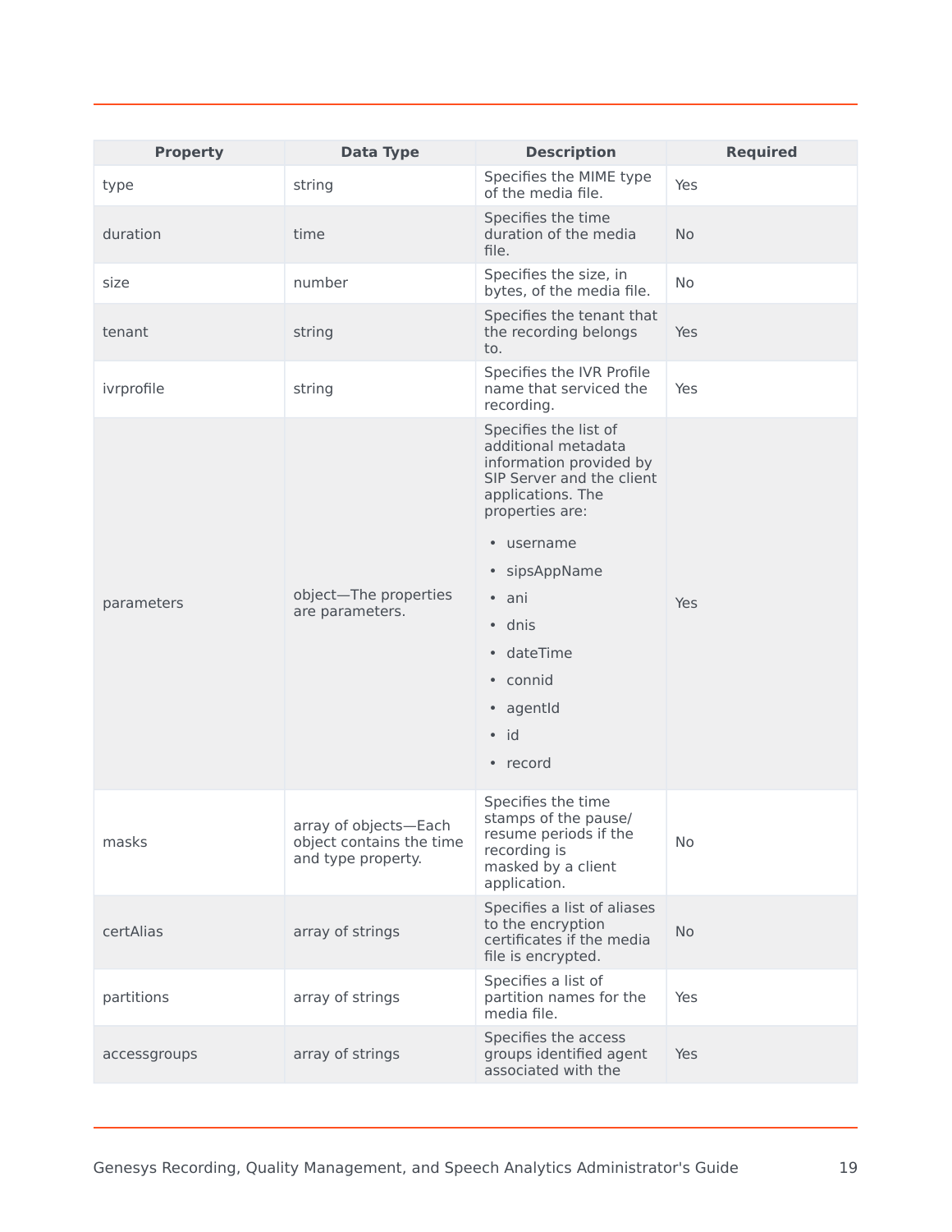| Property | Data Type | Description | Required |
|---|---|---|---|
| type | string | Specifies the MIME type of the media file. | Yes |
| duration | time | Specifies the time duration of the media file. | No |
| size | number | Specifies the size, in bytes, of the media file. | No |
| tenant | string | Specifies the tenant that the recording belongs to. | Yes |
| ivrprofile | string | Specifies the IVR Profile name that serviced the recording. | Yes |
| parameters | object—The properties are parameters. | Specifies the list of additional metadata information provided by SIP Server and the client applications. The properties are:<br>• username<br>• sipsAppName<br>• ani<br>• dnis<br>• dateTime<br>• connid<br>• agentId<br>• id<br>• record | Yes |
| masks | array of objects—Each object contains the time and type property. | Specifies the time stamps of the pause/resume periods if the recording is masked by a client application. | No |
| certAlias | array of strings | Specifies a list of aliases to the encryption certificates if the media file is encrypted. | No |
| partitions | array of strings | Specifies a list of partition names for the media file. | Yes |
| accessgroups | array of strings | Specifies the access groups identified agent associated with the | Yes |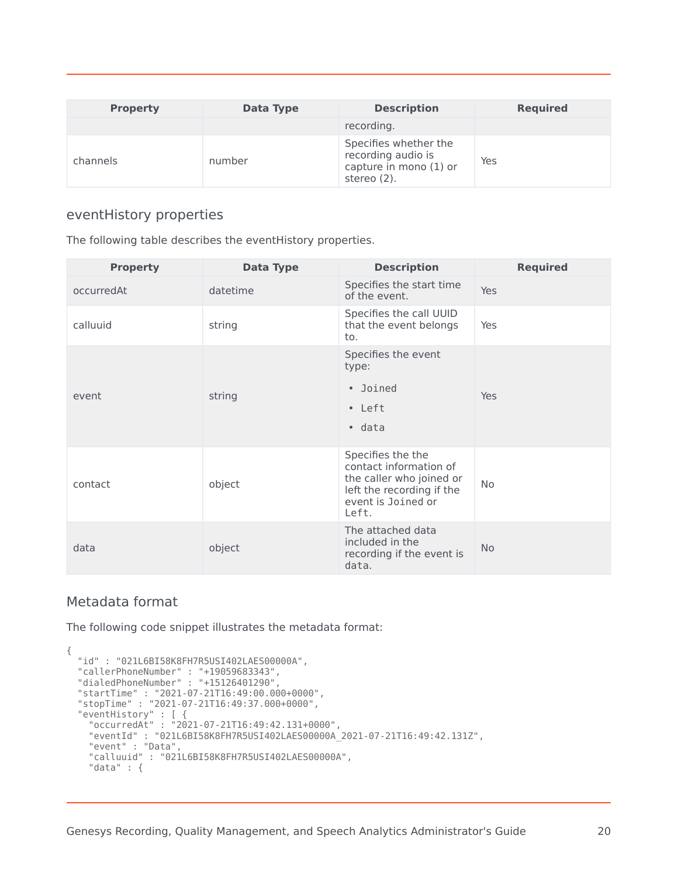| Property | Data Type | Description | Required |
|---|---|---|---|
| | | recording. | |
| channels | number | Specifies whether the recording audio is capture in mono (1) or stereo (2). | Yes |

### eventHistory properties

The following table describes the eventHistory properties.

| Property | Data Type | Description | Required |
|---|---|---|---|
| occurredAt | datetime | Specifies the start time of the event. | Yes |
| calluuid | string | Specifies the call UUID that the event belongs to. | Yes |
| event | string | Specifies the event type:<br>• `Joined`<br>• `Left`<br>• `data` | Yes |
| contact | object | Specifies the the contact information of the caller who joined or left the recording if the event is `Joined` or `Left`. | No |
| data | object | The attached data included in the recording if the event is `data`. | No |

### Metadata format

The following code snippet illustrates the metadata format:

```
{
  "id" : "021L6BI58K8FH7R5USI402LAES00000A",
  "callerPhoneNumber" : "+19059683343",
  "dialedPhoneNumber" : "+15126401290",
  "startTime" : "2021-07-21T16:49:00.000+0000",
  "stopTime" : "2021-07-21T16:49:37.000+0000",
  "eventHistory" : [ {
    "occurredAt" : "2021-07-21T16:49:42.131+0000",
    "eventId" : "021L6BI58K8FH7R5USI402LAES00000A_2021-07-21T16:49:42.131Z",
    "event" : "Data",
    "calluuid" : "021L6BI58K8FH7R5USI402LAES00000A",
    "data" : {
```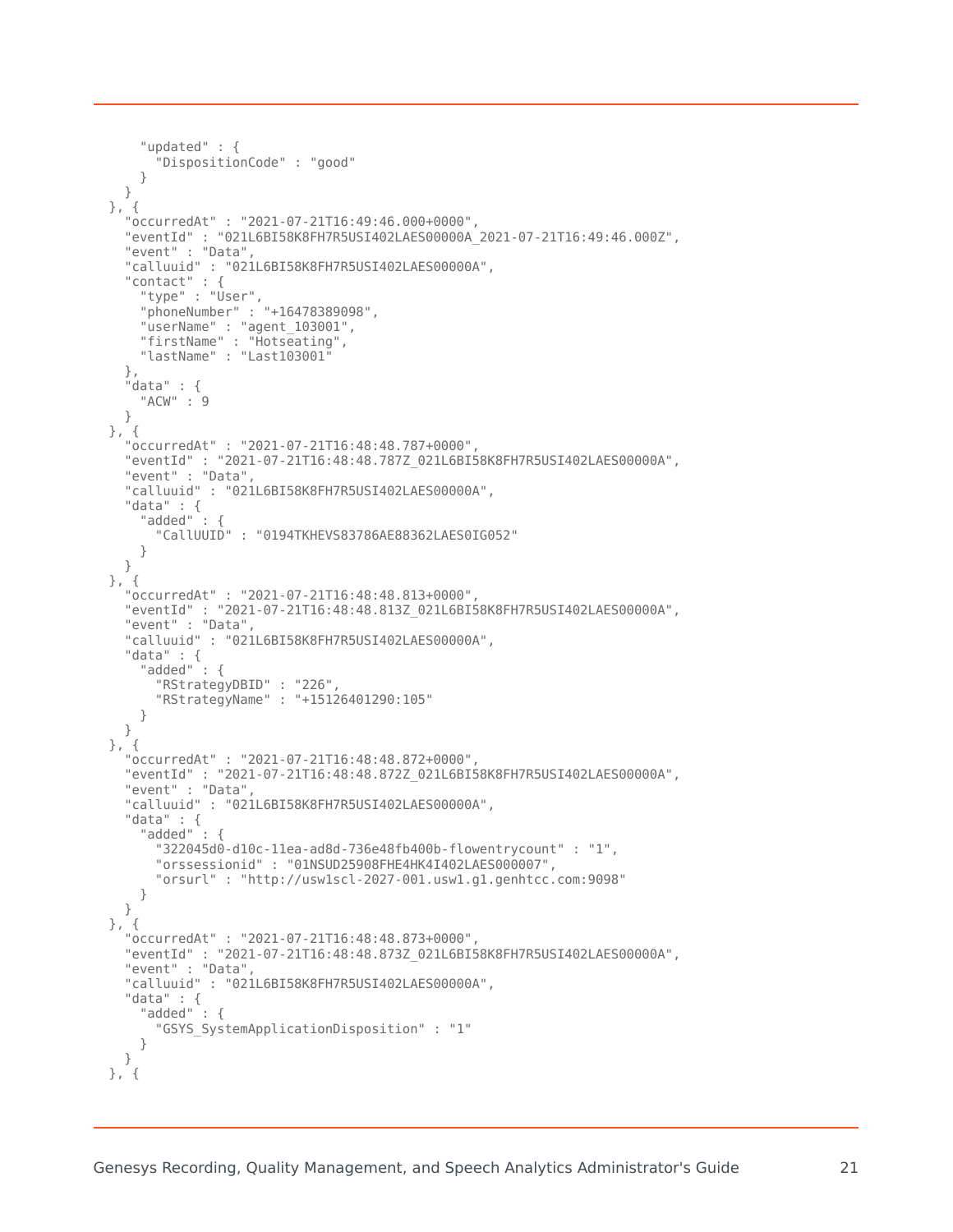```
      "updated" : {
        "DispositionCode" : "good"
      }
    }
  }, {
    "occurredAt" : "2021-07-21T16:49:46.000+0000",
    "eventId" : "021L6BI58K8FH7R5USI402LAES00000A_2021-07-21T16:49:46.000Z",
    "event" : "Data",
    "calluuid" : "021L6BI58K8FH7R5USI402LAES00000A",
    "contact" : {
      "type" : "User",
      "phoneNumber" : "+16478389098",
      "userName" : "agent_103001",
      "firstName" : "Hotseating",
      "lastName" : "Last103001"
    },
    "data" : {
      "ACW" : 9
    }
  }, {
    "occurredAt" : "2021-07-21T16:48:48.787+0000",
    "eventId" : "2021-07-21T16:48:48.787Z_021L6BI58K8FH7R5USI402LAES00000A",
    "event" : "Data",
    "calluuid" : "021L6BI58K8FH7R5USI402LAES00000A",
    "data" : {
      "added" : {
        "CallUUID" : "0194TKHEVS83786AE88362LAES0IG052"
      }
    }
  }, {
    "occurredAt" : "2021-07-21T16:48:48.813+0000",
    "eventId" : "2021-07-21T16:48:48.813Z_021L6BI58K8FH7R5USI402LAES00000A",
    "event" : "Data",
    "calluuid" : "021L6BI58K8FH7R5USI402LAES00000A",
    "data" : {
      "added" : {
        "RStrategyDBID" : "226",
        "RStrategyName" : "+15126401290:105"
      }
    }
  }, {
    "occurredAt" : "2021-07-21T16:48:48.872+0000",
    "eventId" : "2021-07-21T16:48:48.872Z_021L6BI58K8FH7R5USI402LAES00000A",
    "event" : "Data",
    "calluuid" : "021L6BI58K8FH7R5USI402LAES00000A",
    "data" : {
      "added" : {
        "322045d0-d10c-11ea-ad8d-736e48fb400b-flowentrycount" : "1",
        "orssessionid" : "01NSUD25908FHE4HK4I402LAES000007",
        "orsurl" : "http://usw1scl-2027-001.usw1.g1.genhtcc.com:9098"
      }
    }
  }, {
    "occurredAt" : "2021-07-21T16:48:48.873+0000",
    "eventId" : "2021-07-21T16:48:48.873Z_021L6BI58K8FH7R5USI402LAES00000A",
    "event" : "Data",
    "calluuid" : "021L6BI58K8FH7R5USI402LAES00000A",
    "data" : {
      "added" : {
        "GSYS_SystemApplicationDisposition" : "1"
      }
    }
  }, {
```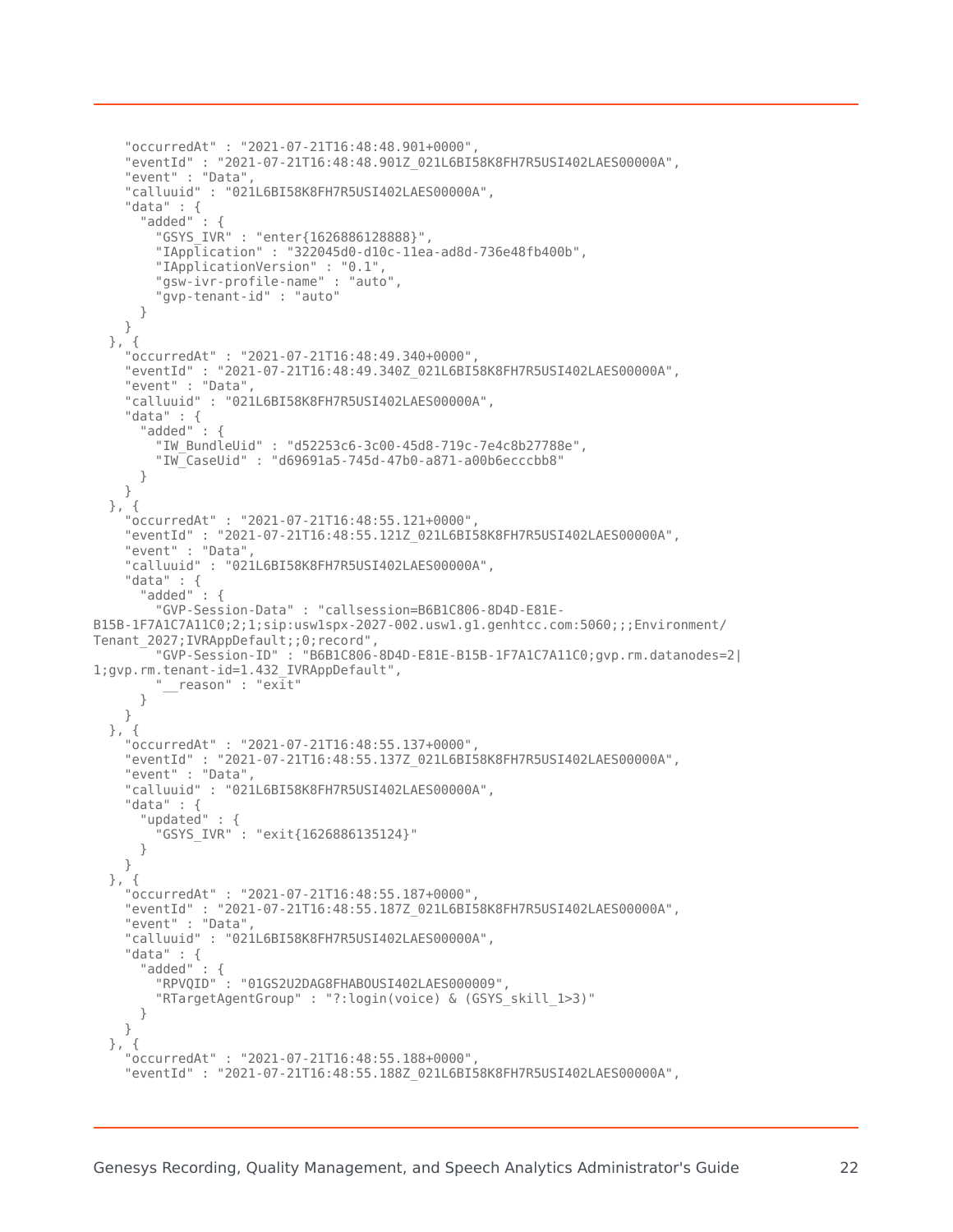```
    "occurredAt" : "2021-07-21T16:48:48.901+0000",
    "eventId" : "2021-07-21T16:48:48.901Z_021L6BI58K8FH7R5USI402LAES00000A",
    "event" : "Data",
    "calluuid" : "021L6BI58K8FH7R5USI402LAES00000A",
    "data" : {
      "added" : {
        "GSYS_IVR" : "enter{1626886128888}",
        "IApplication" : "322045d0-d10c-11ea-ad8d-736e48fb400b",
        "IApplicationVersion" : "0.1",
        "gsw-ivr-profile-name" : "auto",
        "gvp-tenant-id" : "auto"
      }
    }
  }, {
    "occurredAt" : "2021-07-21T16:48:49.340+0000",
    "eventId" : "2021-07-21T16:48:49.340Z_021L6BI58K8FH7R5USI402LAES00000A",
    "event" : "Data",
    "calluuid" : "021L6BI58K8FH7R5USI402LAES00000A",
    "data" : {
      "added" : {
        "IW_BundleUid" : "d52253c6-3c00-45d8-719c-7e4c8b27788e",
        "IW_CaseUid" : "d69691a5-745d-47b0-a871-a00b6ecccbb8"
      }
    }
  }, {
    "occurredAt" : "2021-07-21T16:48:55.121+0000",
    "eventId" : "2021-07-21T16:48:55.121Z_021L6BI58K8FH7R5USI402LAES00000A",
    "event" : "Data",
    "calluuid" : "021L6BI58K8FH7R5USI402LAES00000A",
    "data" : {
      "added" : {
        "GVP-Session-Data" : "callsession=B6B1C806-8D4D-E81E-
B15B-1F7A1C7A11C0;2;1;sip:usw1spx-2027-002.usw1.g1.genhtcc.com:5060;;;Environment/
Tenant_2027;IVRAppDefault;;0;record",
        "GVP-Session-ID" : "B6B1C806-8D4D-E81E-B15B-1F7A1C7A11C0;gvp.rm.datanodes=2|
1;gvp.rm.tenant-id=1.432_IVRAppDefault",
        "__reason" : "exit"
      }
    }
  }, {
    "occurredAt" : "2021-07-21T16:48:55.137+0000",
    "eventId" : "2021-07-21T16:48:55.137Z_021L6BI58K8FH7R5USI402LAES00000A",
    "event" : "Data",
    "calluuid" : "021L6BI58K8FH7R5USI402LAES00000A",
    "data" : {
      "updated" : {
        "GSYS_IVR" : "exit{1626886135124}"
      }
    }
  }, {
    "occurredAt" : "2021-07-21T16:48:55.187+0000",
    "eventId" : "2021-07-21T16:48:55.187Z_021L6BI58K8FH7R5USI402LAES00000A",
    "event" : "Data",
    "calluuid" : "021L6BI58K8FH7R5USI402LAES00000A",
    "data" : {
      "added" : {
        "RPVQID" : "01GS2U2DAG8FHABOUSI402LAES000009",
        "RTargetAgentGroup" : "?:login(voice) & (GSYS_skill_1>3)"
      }
    }
  }, {
    "occurredAt" : "2021-07-21T16:48:55.188+0000",
    "eventId" : "2021-07-21T16:48:55.188Z_021L6BI58K8FH7R5USI402LAES00000A",
```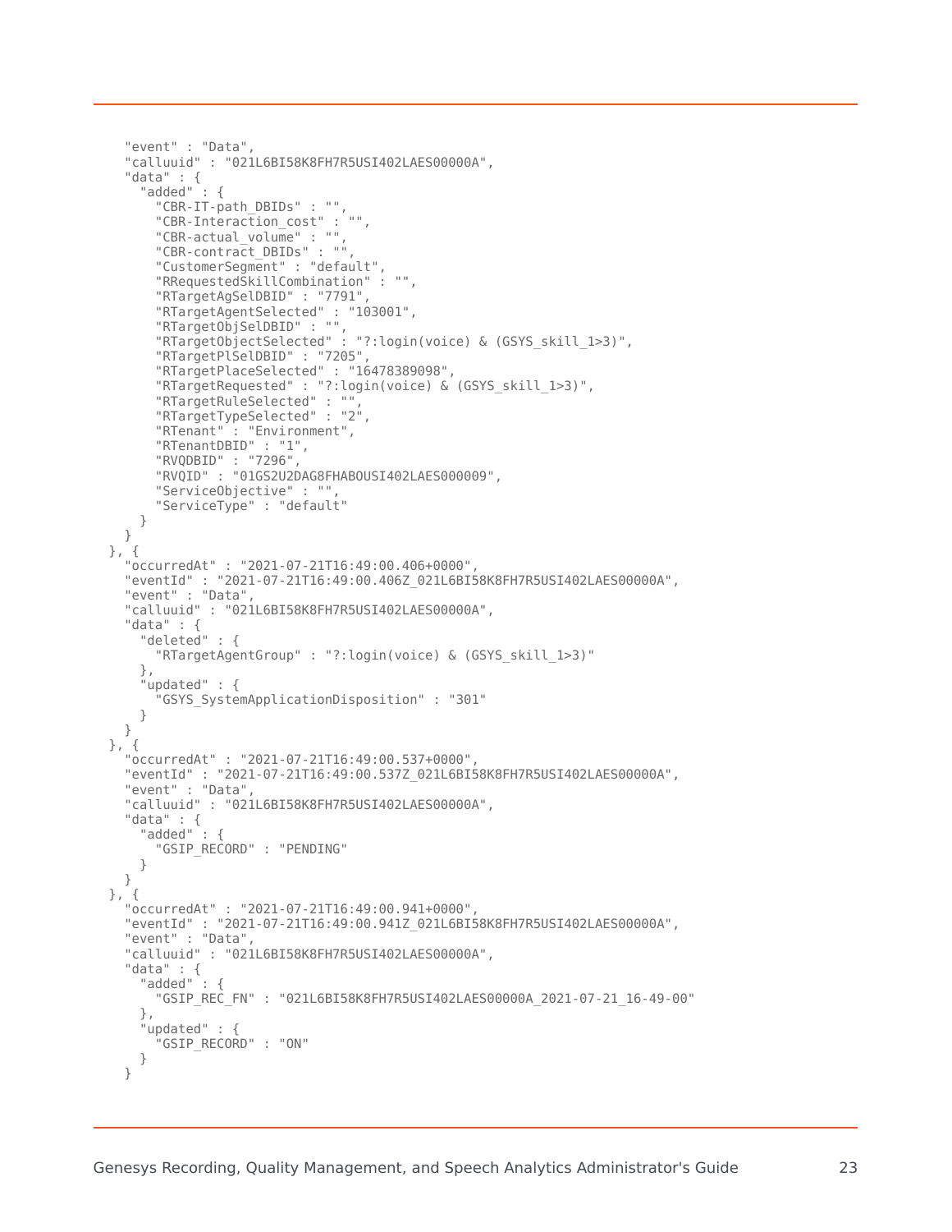```
    "event" : "Data",
    "calluuid" : "021L6BI58K8FH7R5USI402LAES00000A",
    "data" : {
      "added" : {
        "CBR-IT-path_DBIDs" : "",
        "CBR-Interaction_cost" : "",
        "CBR-actual_volume" : "",
        "CBR-contract_DBIDs" : "",
        "CustomerSegment" : "default",
        "RRequestedSkillCombination" : "",
        "RTargetAgSelDBID" : "7791",
        "RTargetAgentSelected" : "103001",
        "RTargetObjSelDBID" : "",
        "RTargetObjectSelected" : "?:login(voice) & (GSYS_skill_1>3)",
        "RTargetPlSelDBID" : "7205",
        "RTargetPlaceSelected" : "16478389098",
        "RTargetRequested" : "?:login(voice) & (GSYS_skill_1>3)",
        "RTargetRuleSelected" : "",
        "RTargetTypeSelected" : "2",
        "RTenant" : "Environment",
        "RTenantDBID" : "1",
        "RVQDBID" : "7296",
        "RVQID" : "01GS2U2DAG8FHABOUSI402LAES000009",
        "ServiceObjective" : "",
        "ServiceType" : "default"
      }
    }
  }, {
    "occurredAt" : "2021-07-21T16:49:00.406+0000",
    "eventId" : "2021-07-21T16:49:00.406Z_021L6BI58K8FH7R5USI402LAES00000A",
    "event" : "Data",
    "calluuid" : "021L6BI58K8FH7R5USI402LAES00000A",
    "data" : {
      "deleted" : {
        "RTargetAgentGroup" : "?:login(voice) & (GSYS_skill_1>3)"
      },
      "updated" : {
        "GSYS_SystemApplicationDisposition" : "301"
      }
    }
  }, {
    "occurredAt" : "2021-07-21T16:49:00.537+0000",
    "eventId" : "2021-07-21T16:49:00.537Z_021L6BI58K8FH7R5USI402LAES00000A",
    "event" : "Data",
    "calluuid" : "021L6BI58K8FH7R5USI402LAES00000A",
    "data" : {
      "added" : {
        "GSIP_RECORD" : "PENDING"
      }
    }
  }, {
    "occurredAt" : "2021-07-21T16:49:00.941+0000",
    "eventId" : "2021-07-21T16:49:00.941Z_021L6BI58K8FH7R5USI402LAES00000A",
    "event" : "Data",
    "calluuid" : "021L6BI58K8FH7R5USI402LAES00000A",
    "data" : {
      "added" : {
        "GSIP_REC_FN" : "021L6BI58K8FH7R5USI402LAES00000A_2021-07-21_16-49-00"
      },
      "updated" : {
        "GSIP_RECORD" : "ON"
      }
    }
```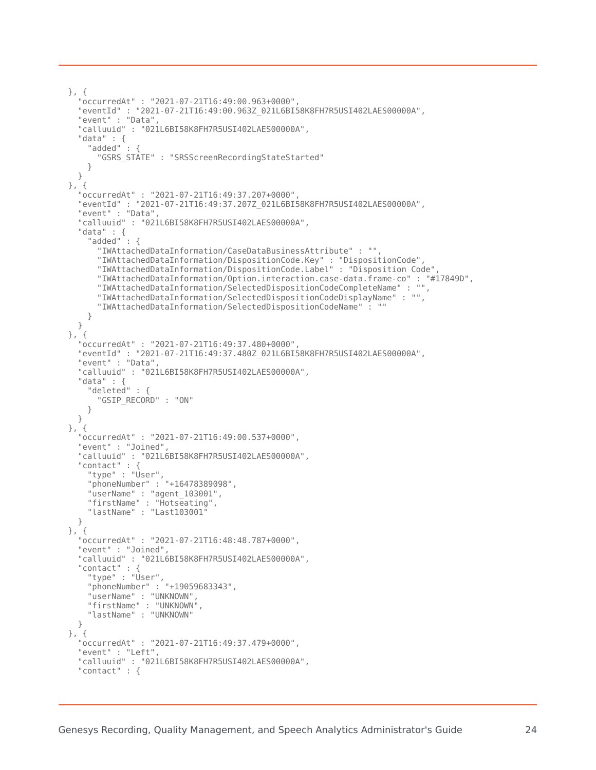```
}, {
  "occurredAt" : "2021-07-21T16:49:00.963+0000",
  "eventId" : "2021-07-21T16:49:00.963Z_021L6BI58K8FH7R5USI402LAES00000A",
  "event" : "Data",
  "calluuid" : "021L6BI58K8FH7R5USI402LAES00000A",
  "data" : {
    "added" : {
      "GSRS_STATE" : "SRSScreenRecordingStateStarted"
    }
  }
}, {
  "occurredAt" : "2021-07-21T16:49:37.207+0000",
  "eventId" : "2021-07-21T16:49:37.207Z_021L6BI58K8FH7R5USI402LAES00000A",
  "event" : "Data",
  "calluuid" : "021L6BI58K8FH7R5USI402LAES00000A",
  "data" : {
    "added" : {
      "IWAttachedDataInformation/CaseDataBusinessAttribute" : "",
      "IWAttachedDataInformation/DispositionCode.Key" : "DispositionCode",
      "IWAttachedDataInformation/DispositionCode.Label" : "Disposition Code",
      "IWAttachedDataInformation/Option.interaction.case-data.frame-co" : "#17849D",
      "IWAttachedDataInformation/SelectedDispositionCodeCompleteName" : "",
      "IWAttachedDataInformation/SelectedDispositionCodeDisplayName" : "",
      "IWAttachedDataInformation/SelectedDispositionCodeName" : ""
    }
  }
}, {
  "occurredAt" : "2021-07-21T16:49:37.480+0000",
  "eventId" : "2021-07-21T16:49:37.480Z_021L6BI58K8FH7R5USI402LAES00000A",
  "event" : "Data",
  "calluuid" : "021L6BI58K8FH7R5USI402LAES00000A",
  "data" : {
    "deleted" : {
      "GSIP_RECORD" : "ON"
    }
  }
}, {
  "occurredAt" : "2021-07-21T16:49:00.537+0000",
  "event" : "Joined",
  "calluuid" : "021L6BI58K8FH7R5USI402LAES00000A",
  "contact" : {
    "type" : "User",
    "phoneNumber" : "+16478389098",
    "userName" : "agent_103001",
    "firstName" : "Hotseating",
    "lastName" : "Last103001"
  }
}, {
  "occurredAt" : "2021-07-21T16:48:48.787+0000",
  "event" : "Joined",
  "calluuid" : "021L6BI58K8FH7R5USI402LAES00000A",
  "contact" : {
    "type" : "User",
    "phoneNumber" : "+19059683343",
    "userName" : "UNKNOWN",
    "firstName" : "UNKNOWN",
    "lastName" : "UNKNOWN"
  }
}, {
  "occurredAt" : "2021-07-21T16:49:37.479+0000",
  "event" : "Left",
  "calluuid" : "021L6BI58K8FH7R5USI402LAES00000A",
  "contact" : {
```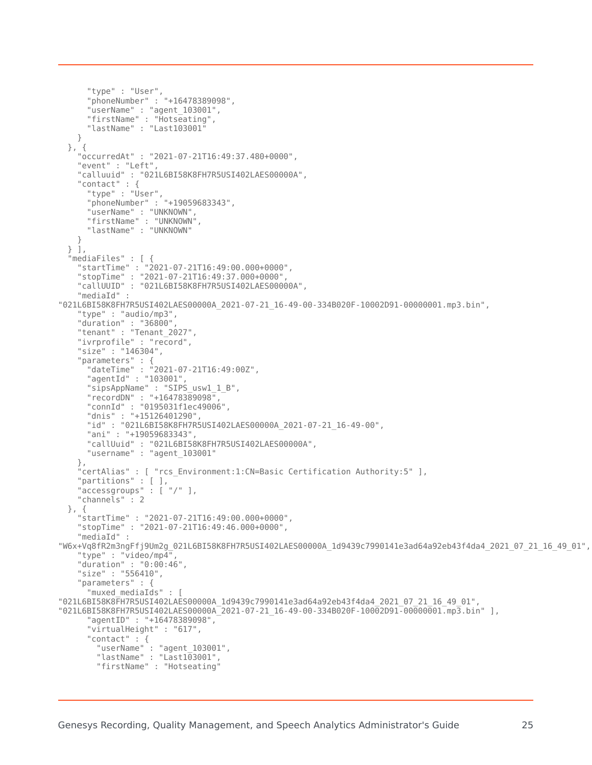```
      "type" : "User",
      "phoneNumber" : "+16478389098",
      "userName" : "agent_103001",
      "firstName" : "Hotseating",
      "lastName" : "Last103001"
    }
  }, {
    "occurredAt" : "2021-07-21T16:49:37.480+0000",
    "event" : "Left",
    "calluuid" : "021L6BI58K8FH7R5USI402LAES00000A",
    "contact" : {
      "type" : "User",
      "phoneNumber" : "+19059683343",
      "userName" : "UNKNOWN",
      "firstName" : "UNKNOWN",
      "lastName" : "UNKNOWN"
    }
  } ],
  "mediaFiles" : [ {
    "startTime" : "2021-07-21T16:49:00.000+0000",
    "stopTime" : "2021-07-21T16:49:37.000+0000",
    "callUUID" : "021L6BI58K8FH7R5USI402LAES00000A",
    "mediaId" :
"021L6BI58K8FH7R5USI402LAES00000A_2021-07-21_16-49-00-334B020F-10002D91-00000001.mp3.bin",
    "type" : "audio/mp3",
    "duration" : "36800",
    "tenant" : "Tenant_2027",
    "ivrprofile" : "record",
    "size" : "146304",
    "parameters" : {
      "dateTime" : "2021-07-21T16:49:00Z",
      "agentId" : "103001",
      "sipsAppName" : "SIPS_usw1_1_B",
      "recordDN" : "+16478389098",
      "connId" : "0195031f1ec49006",
      "dnis" : "+15126401290",
      "id" : "021L6BI58K8FH7R5USI402LAES00000A_2021-07-21_16-49-00",
      "ani" : "+19059683343",
      "callUuid" : "021L6BI58K8FH7R5USI402LAES00000A",
      "username" : "agent_103001"
    },
    "certAlias" : [ "rcs_Environment:1:CN=Basic Certification Authority:5" ],
    "partitions" : [ ],
    "accessgroups" : [ "/" ],
    "channels" : 2
  }, {
    "startTime" : "2021-07-21T16:49:00.000+0000",
    "stopTime" : "2021-07-21T16:49:46.000+0000",
    "mediaId" :
"W6x+Vq8fR2m3ngFfj9Um2g_021L6BI58K8FH7R5USI402LAES00000A_1d9439c7990141e3ad64a92eb43f4da4_2021_07_21_16_49_01",
    "type" : "video/mp4",
    "duration" : "0:00:46",
    "size" : "556410",
    "parameters" : {
      "muxed_mediaIds" : [
"021L6BI58K8FH7R5USI402LAES00000A_1d9439c7990141e3ad64a92eb43f4da4_2021_07_21_16_49_01",
"021L6BI58K8FH7R5USI402LAES00000A_2021-07-21_16-49-00-334B020F-10002D91-00000001.mp3.bin" ],
      "agentID" : "+16478389098",
      "virtualHeight" : "617",
      "contact" : {
        "userName" : "agent_103001",
        "lastName" : "Last103001",
        "firstName" : "Hotseating"
```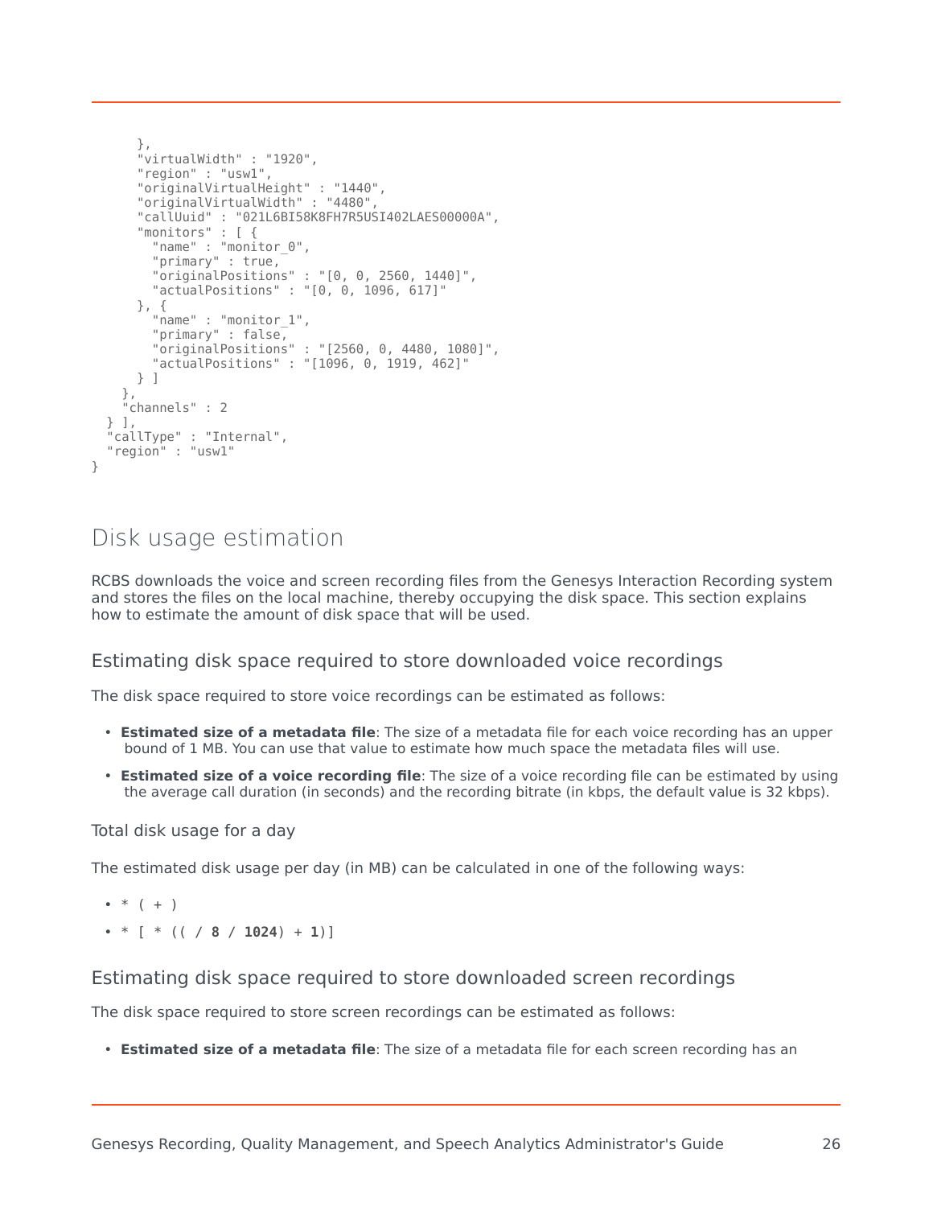```
      },
      "virtualWidth" : "1920",
      "region" : "usw1",
      "originalVirtualHeight" : "1440",
      "originalVirtualWidth" : "4480",
      "callUuid" : "021L6BI58K8FH7R5USI402LAES00000A",
      "monitors" : [ {
        "name" : "monitor_0",
        "primary" : true,
        "originalPositions" : "[0, 0, 2560, 1440]",
        "actualPositions" : "[0, 0, 1096, 617]"
      }, {
        "name" : "monitor_1",
        "primary" : false,
        "originalPositions" : "[2560, 0, 4480, 1080]",
        "actualPositions" : "[1096, 0, 1919, 462]"
      } ]
    },
    "channels" : 2
  } ],
  "callType" : "Internal",
  "region" : "usw1"
}
```

## Disk usage estimation

RCBS downloads the voice and screen recording files from the Genesys Interaction Recording system and stores the files on the local machine, thereby occupying the disk space. This section explains how to estimate the amount of disk space that will be used.

### Estimating disk space required to store downloaded voice recordings

The disk space required to store voice recordings can be estimated as follows:

- **Estimated size of a metadata file**: The size of a metadata file for each voice recording has an upper bound of 1 MB. You can use that value to estimate how much space the metadata files will use.
- **Estimated size of a voice recording file**: The size of a voice recording file can be estimated by using the average call duration (in seconds) and the recording bitrate (in kbps, the default value is 32 kbps).

#### Total disk usage for a day

The estimated disk usage per day (in MB) can be calculated in one of the following ways:

- `* ( + )`
- `* [ * (( / 8 / 1024) + 1)]`

### Estimating disk space required to store downloaded screen recordings

The disk space required to store screen recordings can be estimated as follows:

- **Estimated size of a metadata file**: The size of a metadata file for each screen recording has an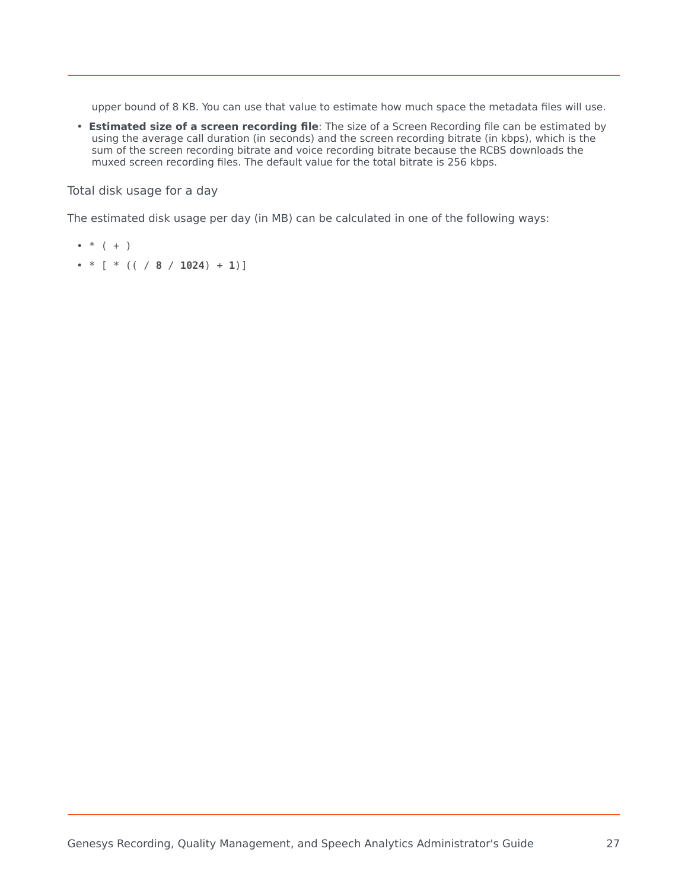upper bound of 8 KB. You can use that value to estimate how much space the metadata files will use.

- **Estimated size of a screen recording file**: The size of a Screen Recording file can be estimated by using the average call duration (in seconds) and the screen recording bitrate (in kbps), which is the sum of the screen recording bitrate and voice recording bitrate because the RCBS downloads the muxed screen recording files. The default value for the total bitrate is 256 kbps.

### Total disk usage for a day

The estimated disk usage per day (in MB) can be calculated in one of the following ways:

- `* ( + )`
- `* [ * (( / 8 / 1024) + 1)]`